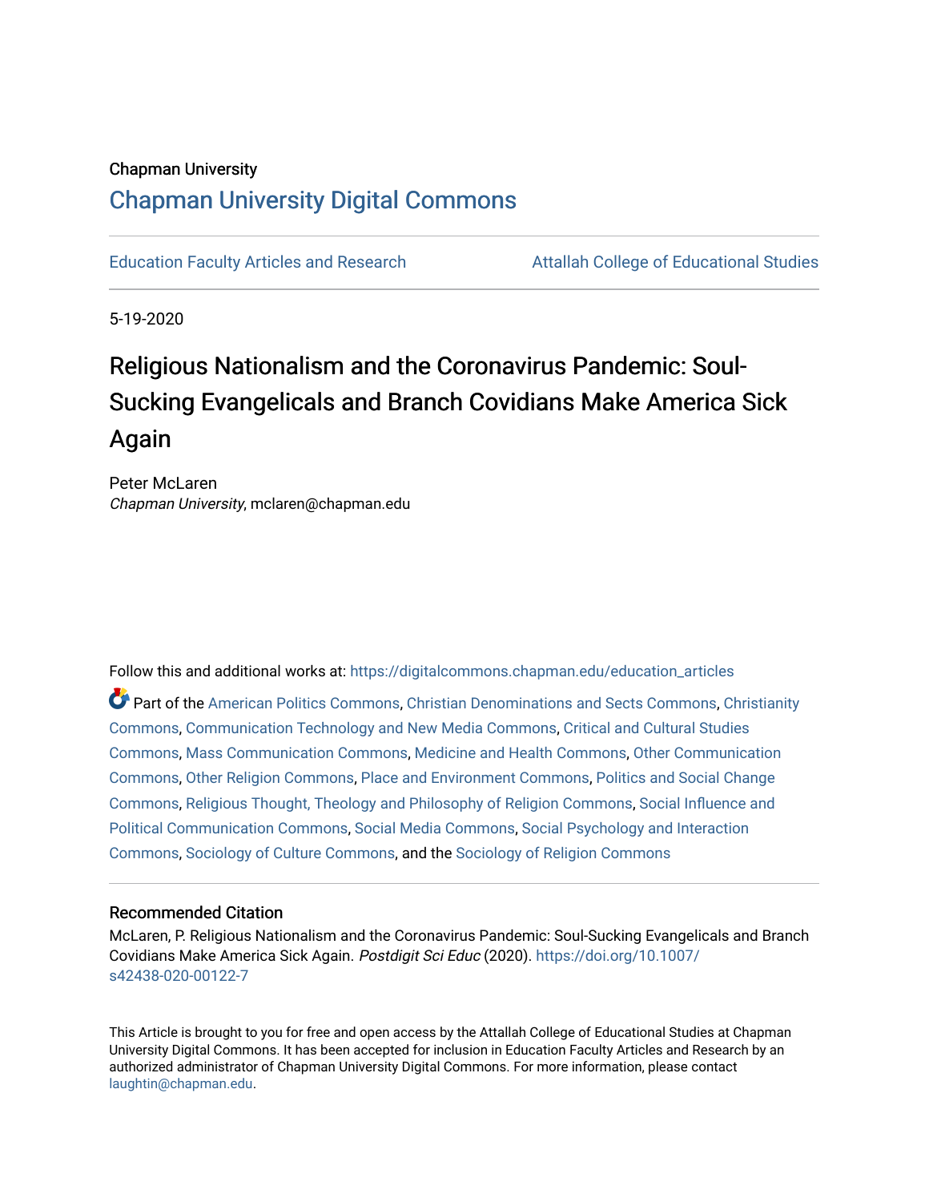Chapman University

## Chapman University Digital Commons

Education Faculty Articles and Research | Attallah College of Educational Studies

5-19-2020

# Religious Nationalism and the Coronavirus Pandemic: Soul-Sucking Evangelicals and Branch Covidians Make America Sick Again

Peter McLaren
*Chapman University*, mclaren@chapman.edu

Follow this and additional works at: https://digitalcommons.chapman.edu/education_articles

Part of the American Politics Commons, Christian Denominations and Sects Commons, Christianity Commons, Communication Technology and New Media Commons, Critical and Cultural Studies Commons, Mass Communication Commons, Medicine and Health Commons, Other Communication Commons, Other Religion Commons, Place and Environment Commons, Politics and Social Change Commons, Religious Thought, Theology and Philosophy of Religion Commons, Social Influence and Political Communication Commons, Social Media Commons, Social Psychology and Interaction Commons, Sociology of Culture Commons, and the Sociology of Religion Commons

### Recommended Citation

McLaren, P. Religious Nationalism and the Coronavirus Pandemic: Soul-Sucking Evangelicals and Branch Covidians Make America Sick Again. *Postdigit Sci Educ* (2020). https://doi.org/10.1007/s42438-020-00122-7

This Article is brought to you for free and open access by the Attallah College of Educational Studies at Chapman University Digital Commons. It has been accepted for inclusion in Education Faculty Articles and Research by an authorized administrator of Chapman University Digital Commons. For more information, please contact laughtin@chapman.edu.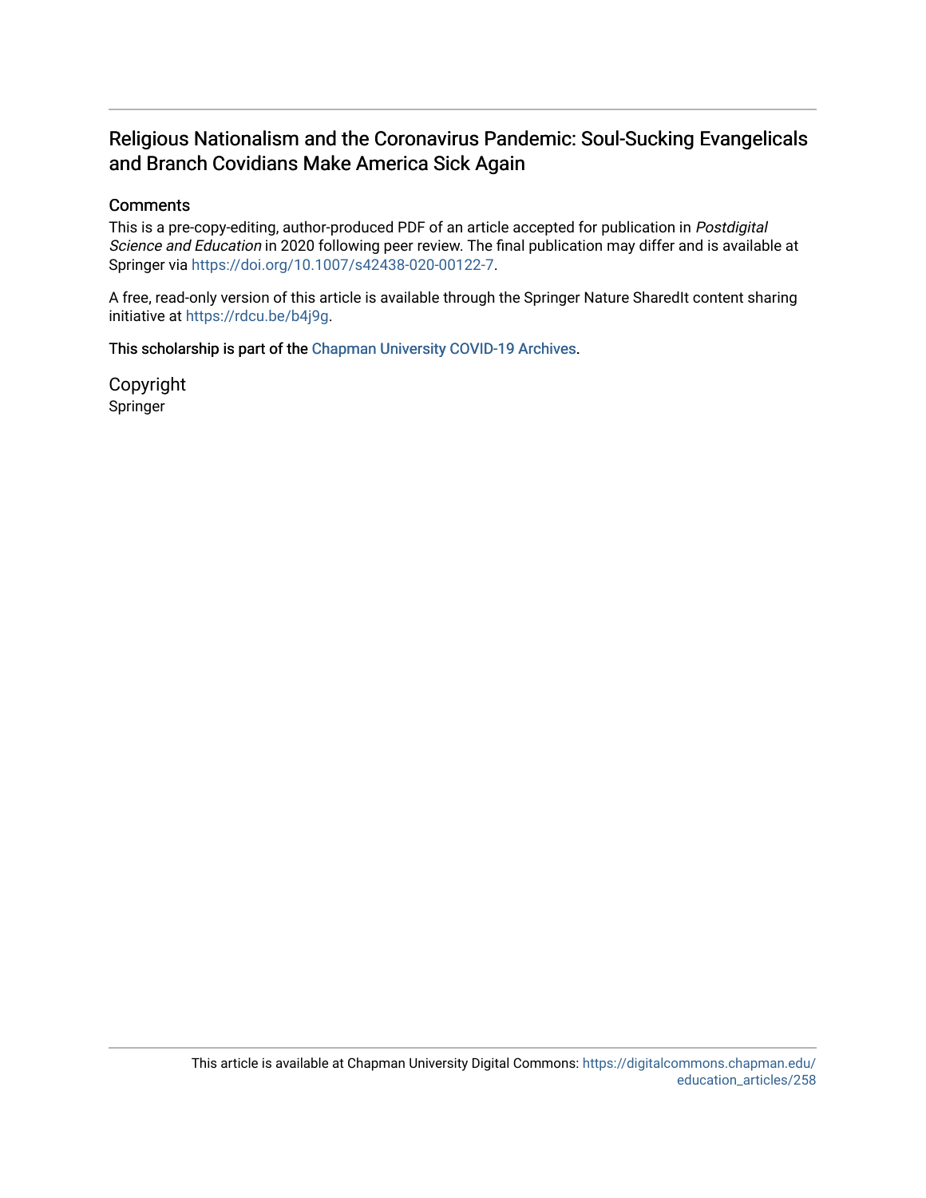# Religious Nationalism and the Coronavirus Pandemic: Soul-Sucking Evangelicals and Branch Covidians Make America Sick Again

## Comments

This is a pre-copy-editing, author-produced PDF of an article accepted for publication in *Postdigital Science and Education* in 2020 following peer review. The final publication may differ and is available at Springer via https://doi.org/10.1007/s42438-020-00122-7.

A free, read-only version of this article is available through the Springer Nature SharedIt content sharing initiative at https://rdcu.be/b4j9g.

This scholarship is part of the Chapman University COVID-19 Archives.

## Copyright

Springer

This article is available at Chapman University Digital Commons: https://digitalcommons.chapman.edu/education_articles/258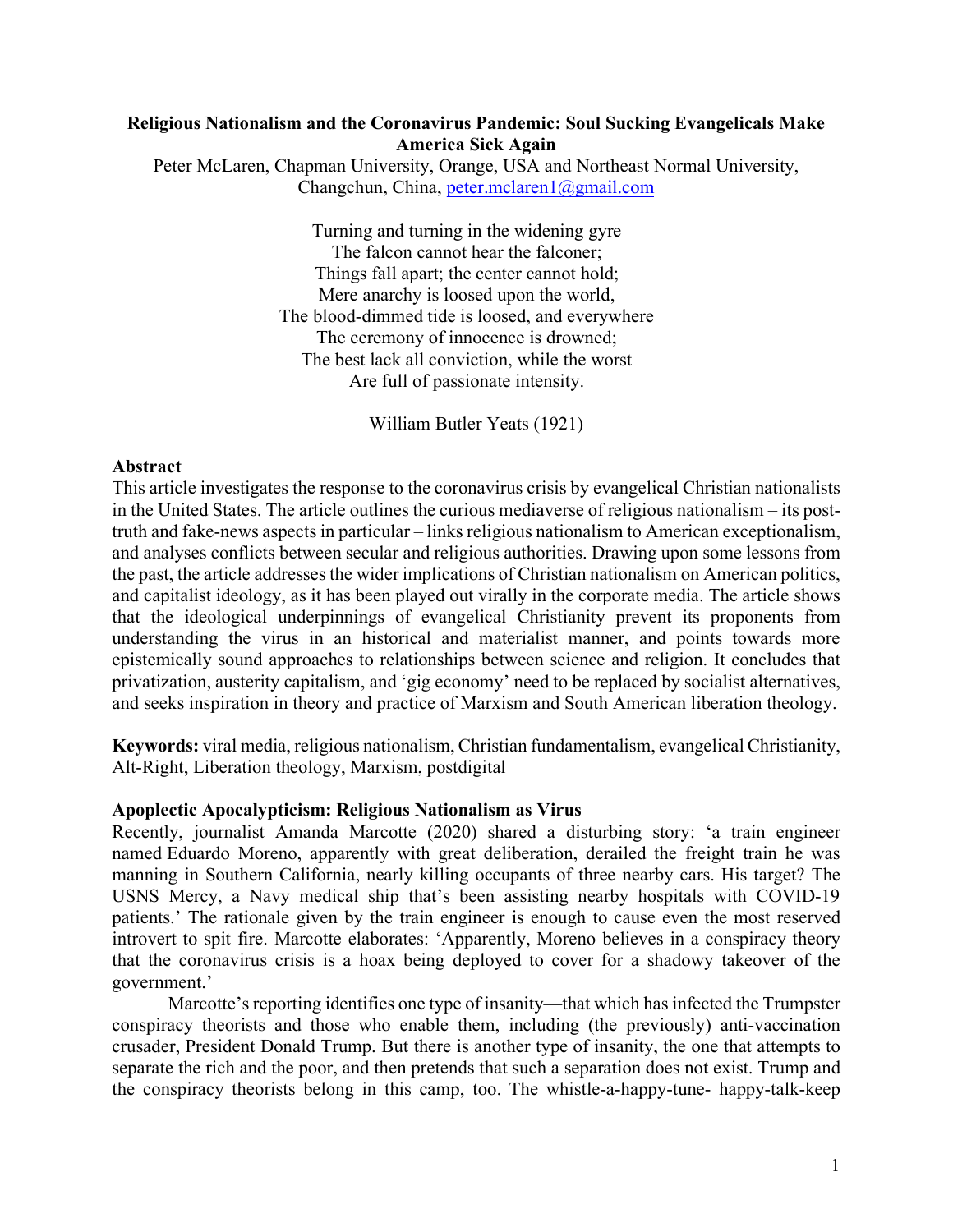**Religious Nationalism and the Coronavirus Pandemic: Soul Sucking Evangelicals Make America Sick Again**

Peter McLaren, Chapman University, Orange, USA and Northeast Normal University, Changchun, China, peter.mclaren1@gmail.com

Turning and turning in the widening gyre  
The falcon cannot hear the falconer;  
Things fall apart; the center cannot hold;  
Mere anarchy is loosed upon the world,  
The blood-dimmed tide is loosed, and everywhere  
The ceremony of innocence is drowned;  
The best lack all conviction, while the worst  
Are full of passionate intensity.

William Butler Yeats (1921)

### Abstract

This article investigates the response to the coronavirus crisis by evangelical Christian nationalists in the United States. The article outlines the curious mediaverse of religious nationalism – its post-truth and fake-news aspects in particular – links religious nationalism to American exceptionalism, and analyses conflicts between secular and religious authorities. Drawing upon some lessons from the past, the article addresses the wider implications of Christian nationalism on American politics, and capitalist ideology, as it has been played out virally in the corporate media. The article shows that the ideological underpinnings of evangelical Christianity prevent its proponents from understanding the virus in an historical and materialist manner, and points towards more epistemically sound approaches to relationships between science and religion. It concludes that privatization, austerity capitalism, and 'gig economy' need to be replaced by socialist alternatives, and seeks inspiration in theory and practice of Marxism and South American liberation theology.

**Keywords:** viral media, religious nationalism, Christian fundamentalism, evangelical Christianity, Alt-Right, Liberation theology, Marxism, postdigital

### Apoplectic Apocalypticism: Religious Nationalism as Virus

Recently, journalist Amanda Marcotte (2020) shared a disturbing story: 'a train engineer named Eduardo Moreno, apparently with great deliberation, derailed the freight train he was manning in Southern California, nearly killing occupants of three nearby cars. His target? The USNS Mercy, a Navy medical ship that's been assisting nearby hospitals with COVID-19 patients.' The rationale given by the train engineer is enough to cause even the most reserved introvert to spit fire. Marcotte elaborates: 'Apparently, Moreno believes in a conspiracy theory that the coronavirus crisis is a hoax being deployed to cover for a shadowy takeover of the government.'

Marcotte's reporting identifies one type of insanity—that which has infected the Trumpster conspiracy theorists and those who enable them, including (the previously) anti-vaccination crusader, President Donald Trump. But there is another type of insanity, the one that attempts to separate the rich and the poor, and then pretends that such a separation does not exist. Trump and the conspiracy theorists belong in this camp, too. The whistle-a-happy-tune- happy-talk-keep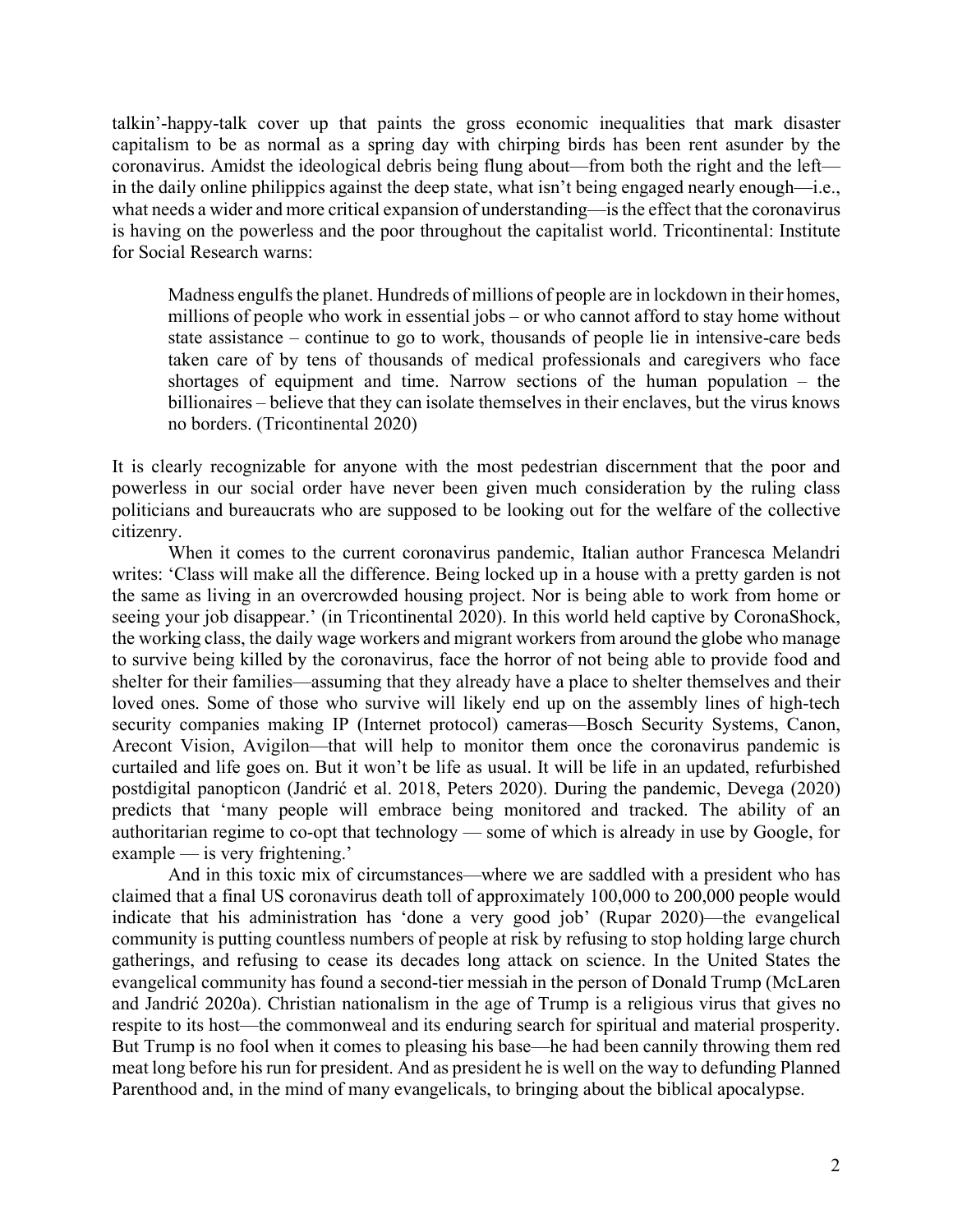talkin'-happy-talk cover up that paints the gross economic inequalities that mark disaster capitalism to be as normal as a spring day with chirping birds has been rent asunder by the coronavirus. Amidst the ideological debris being flung about—from both the right and the left—in the daily online philippics against the deep state, what isn't being engaged nearly enough—i.e., what needs a wider and more critical expansion of understanding—is the effect that the coronavirus is having on the powerless and the poor throughout the capitalist world. Tricontinental: Institute for Social Research warns:

> Madness engulfs the planet. Hundreds of millions of people are in lockdown in their homes, millions of people who work in essential jobs – or who cannot afford to stay home without state assistance – continue to go to work, thousands of people lie in intensive-care beds taken care of by tens of thousands of medical professionals and caregivers who face shortages of equipment and time. Narrow sections of the human population – the billionaires – believe that they can isolate themselves in their enclaves, but the virus knows no borders. (Tricontinental 2020)

It is clearly recognizable for anyone with the most pedestrian discernment that the poor and powerless in our social order have never been given much consideration by the ruling class politicians and bureaucrats who are supposed to be looking out for the welfare of the collective citizenry.

When it comes to the current coronavirus pandemic, Italian author Francesca Melandri writes: 'Class will make all the difference. Being locked up in a house with a pretty garden is not the same as living in an overcrowded housing project. Nor is being able to work from home or seeing your job disappear.' (in Tricontinental 2020). In this world held captive by CoronaShock, the working class, the daily wage workers and migrant workers from around the globe who manage to survive being killed by the coronavirus, face the horror of not being able to provide food and shelter for their families—assuming that they already have a place to shelter themselves and their loved ones. Some of those who survive will likely end up on the assembly lines of high-tech security companies making IP (Internet protocol) cameras—Bosch Security Systems, Canon, Arecont Vision, Avigilon—that will help to monitor them once the coronavirus pandemic is curtailed and life goes on. But it won't be life as usual. It will be life in an updated, refurbished postdigital panopticon (Jandrić et al. 2018, Peters 2020). During the pandemic, Devega (2020) predicts that 'many people will embrace being monitored and tracked. The ability of an authoritarian regime to co-opt that technology — some of which is already in use by Google, for example — is very frightening.'

And in this toxic mix of circumstances—where we are saddled with a president who has claimed that a final US coronavirus death toll of approximately 100,000 to 200,000 people would indicate that his administration has 'done a very good job' (Rupar 2020)—the evangelical community is putting countless numbers of people at risk by refusing to stop holding large church gatherings, and refusing to cease its decades long attack on science. In the United States the evangelical community has found a second-tier messiah in the person of Donald Trump (McLaren and Jandrić 2020a). Christian nationalism in the age of Trump is a religious virus that gives no respite to its host—the commonweal and its enduring search for spiritual and material prosperity. But Trump is no fool when it comes to pleasing his base—he had been cannily throwing them red meat long before his run for president. And as president he is well on the way to defunding Planned Parenthood and, in the mind of many evangelicals, to bringing about the biblical apocalypse.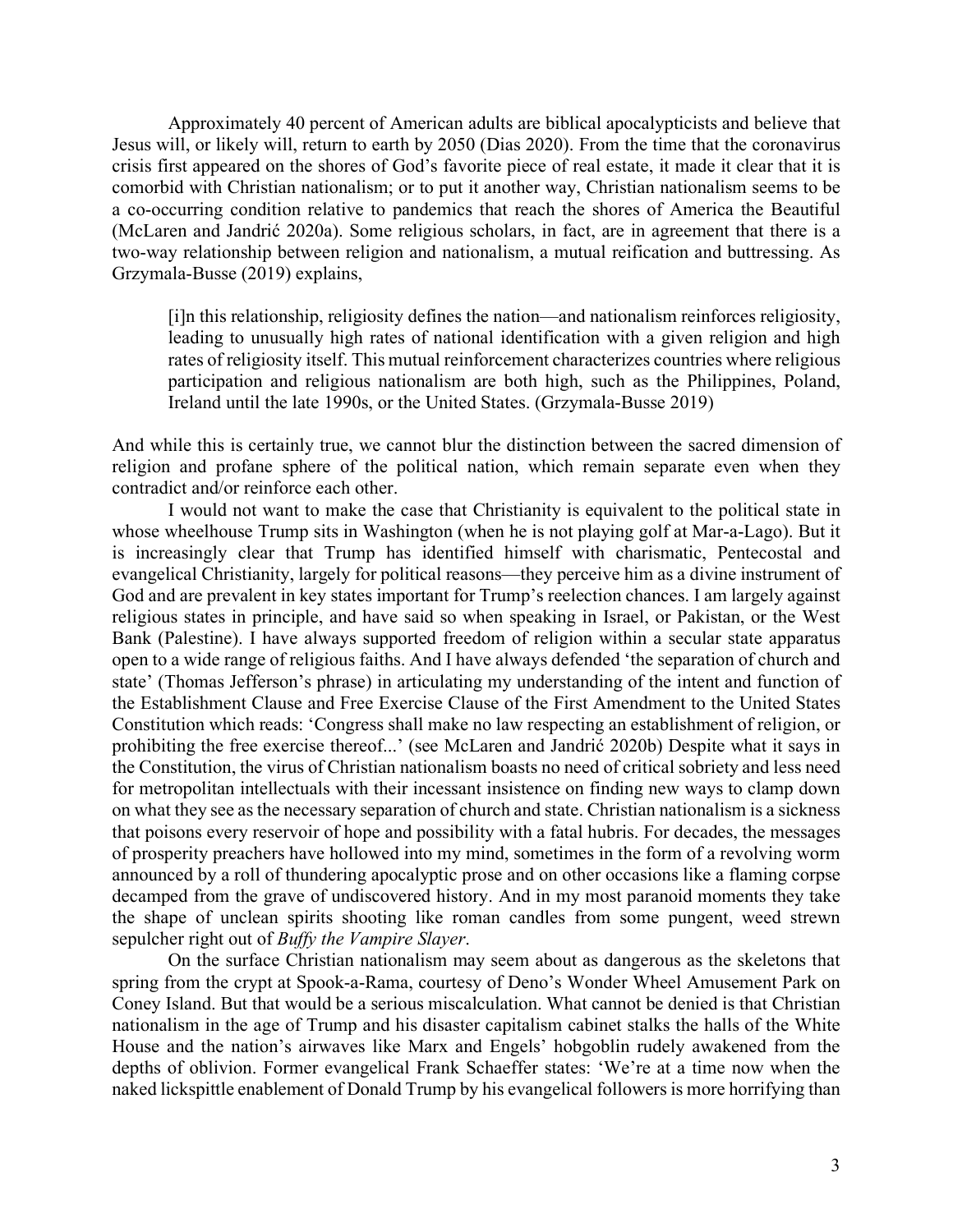Approximately 40 percent of American adults are biblical apocalypticists and believe that Jesus will, or likely will, return to earth by 2050 (Dias 2020). From the time that the coronavirus crisis first appeared on the shores of God's favorite piece of real estate, it made it clear that it is comorbid with Christian nationalism; or to put it another way, Christian nationalism seems to be a co-occurring condition relative to pandemics that reach the shores of America the Beautiful (McLaren and Jandrić 2020a). Some religious scholars, in fact, are in agreement that there is a two-way relationship between religion and nationalism, a mutual reification and buttressing. As Grzymala-Busse (2019) explains,

> [i]n this relationship, religiosity defines the nation—and nationalism reinforces religiosity, leading to unusually high rates of national identification with a given religion and high rates of religiosity itself. This mutual reinforcement characterizes countries where religious participation and religious nationalism are both high, such as the Philippines, Poland, Ireland until the late 1990s, or the United States. (Grzymala-Busse 2019)

And while this is certainly true, we cannot blur the distinction between the sacred dimension of religion and profane sphere of the political nation, which remain separate even when they contradict and/or reinforce each other.

I would not want to make the case that Christianity is equivalent to the political state in whose wheelhouse Trump sits in Washington (when he is not playing golf at Mar-a-Lago). But it is increasingly clear that Trump has identified himself with charismatic, Pentecostal and evangelical Christianity, largely for political reasons—they perceive him as a divine instrument of God and are prevalent in key states important for Trump's reelection chances. I am largely against religious states in principle, and have said so when speaking in Israel, or Pakistan, or the West Bank (Palestine). I have always supported freedom of religion within a secular state apparatus open to a wide range of religious faiths. And I have always defended 'the separation of church and state' (Thomas Jefferson's phrase) in articulating my understanding of the intent and function of the Establishment Clause and Free Exercise Clause of the First Amendment to the United States Constitution which reads: 'Congress shall make no law respecting an establishment of religion, or prohibiting the free exercise thereof...' (see McLaren and Jandrić 2020b) Despite what it says in the Constitution, the virus of Christian nationalism boasts no need of critical sobriety and less need for metropolitan intellectuals with their incessant insistence on finding new ways to clamp down on what they see as the necessary separation of church and state. Christian nationalism is a sickness that poisons every reservoir of hope and possibility with a fatal hubris. For decades, the messages of prosperity preachers have hollowed into my mind, sometimes in the form of a revolving worm announced by a roll of thundering apocalyptic prose and on other occasions like a flaming corpse decamped from the grave of undiscovered history. And in my most paranoid moments they take the shape of unclean spirits shooting like roman candles from some pungent, weed strewn sepulcher right out of *Buffy the Vampire Slayer*.

On the surface Christian nationalism may seem about as dangerous as the skeletons that spring from the crypt at Spook-a-Rama, courtesy of Deno's Wonder Wheel Amusement Park on Coney Island. But that would be a serious miscalculation. What cannot be denied is that Christian nationalism in the age of Trump and his disaster capitalism cabinet stalks the halls of the White House and the nation's airwaves like Marx and Engels' hobgoblin rudely awakened from the depths of oblivion. Former evangelical Frank Schaeffer states: 'We're at a time now when the naked lickspittle enablement of Donald Trump by his evangelical followers is more horrifying than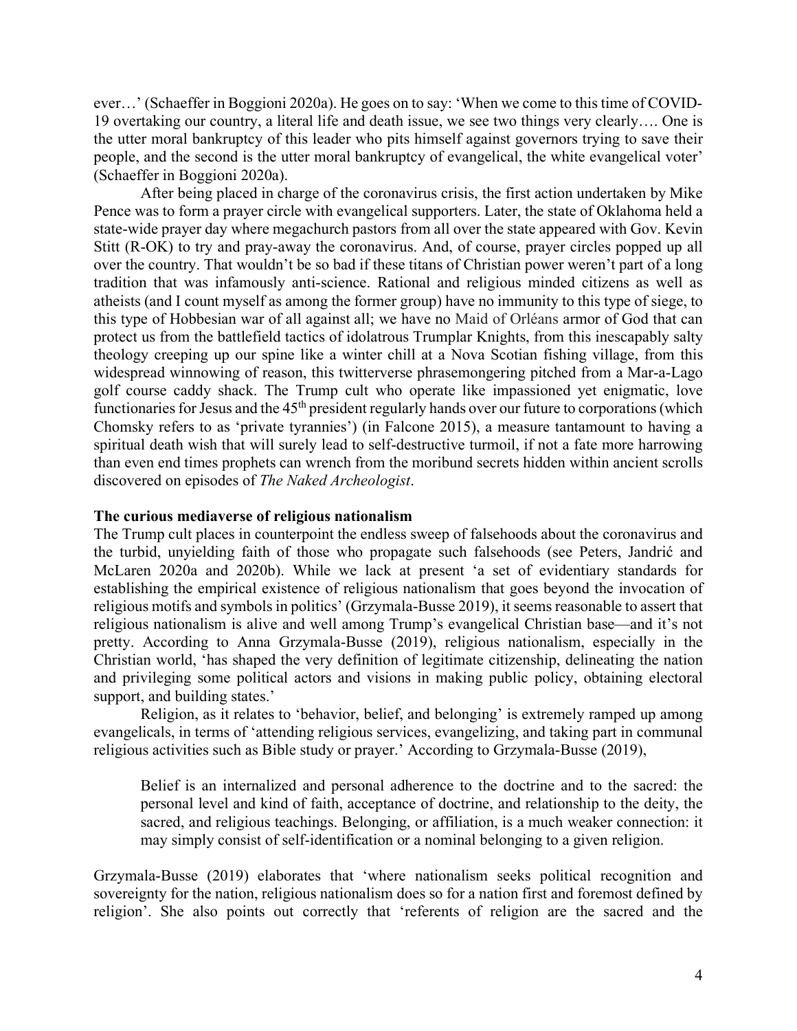ever…' (Schaeffer in Boggioni 2020a). He goes on to say: 'When we come to this time of COVID-19 overtaking our country, a literal life and death issue, we see two things very clearly…. One is the utter moral bankruptcy of this leader who pits himself against governors trying to save their people, and the second is the utter moral bankruptcy of evangelical, the white evangelical voter' (Schaeffer in Boggioni 2020a).

After being placed in charge of the coronavirus crisis, the first action undertaken by Mike Pence was to form a prayer circle with evangelical supporters. Later, the state of Oklahoma held a state-wide prayer day where megachurch pastors from all over the state appeared with Gov. Kevin Stitt (R-OK) to try and pray-away the coronavirus. And, of course, prayer circles popped up all over the country. That wouldn't be so bad if these titans of Christian power weren't part of a long tradition that was infamously anti-science. Rational and religious minded citizens as well as atheists (and I count myself as among the former group) have no immunity to this type of siege, to this type of Hobbesian war of all against all; we have no Maid of Orléans armor of God that can protect us from the battlefield tactics of idolatrous Trumplar Knights, from this inescapably salty theology creeping up our spine like a winter chill at a Nova Scotian fishing village, from this widespread winnowing of reason, this twitterverse phrasemongering pitched from a Mar-a-Lago golf course caddy shack. The Trump cult who operate like impassioned yet enigmatic, love functionaries for Jesus and the 45th president regularly hands over our future to corporations (which Chomsky refers to as 'private tyrannies') (in Falcone 2015), a measure tantamount to having a spiritual death wish that will surely lead to self-destructive turmoil, if not a fate more harrowing than even end times prophets can wrench from the moribund secrets hidden within ancient scrolls discovered on episodes of *The Naked Archeologist*.

## The curious mediaverse of religious nationalism

The Trump cult places in counterpoint the endless sweep of falsehoods about the coronavirus and the turbid, unyielding faith of those who propagate such falsehoods (see Peters, Jandrić and McLaren 2020a and 2020b). While we lack at present 'a set of evidentiary standards for establishing the empirical existence of religious nationalism that goes beyond the invocation of religious motifs and symbols in politics' (Grzymala-Busse 2019), it seems reasonable to assert that religious nationalism is alive and well among Trump's evangelical Christian base—and it's not pretty. According to Anna Grzymala-Busse (2019), religious nationalism, especially in the Christian world, 'has shaped the very definition of legitimate citizenship, delineating the nation and privileging some political actors and visions in making public policy, obtaining electoral support, and building states.'

Religion, as it relates to 'behavior, belief, and belonging' is extremely ramped up among evangelicals, in terms of 'attending religious services, evangelizing, and taking part in communal religious activities such as Bible study or prayer.' According to Grzymala-Busse (2019),

> Belief is an internalized and personal adherence to the doctrine and to the sacred: the personal level and kind of faith, acceptance of doctrine, and relationship to the deity, the sacred, and religious teachings. Belonging, or affiliation, is a much weaker connection: it may simply consist of self-identification or a nominal belonging to a given religion.

Grzymala-Busse (2019) elaborates that 'where nationalism seeks political recognition and sovereignty for the nation, religious nationalism does so for a nation first and foremost defined by religion'. She also points out correctly that 'referents of religion are the sacred and the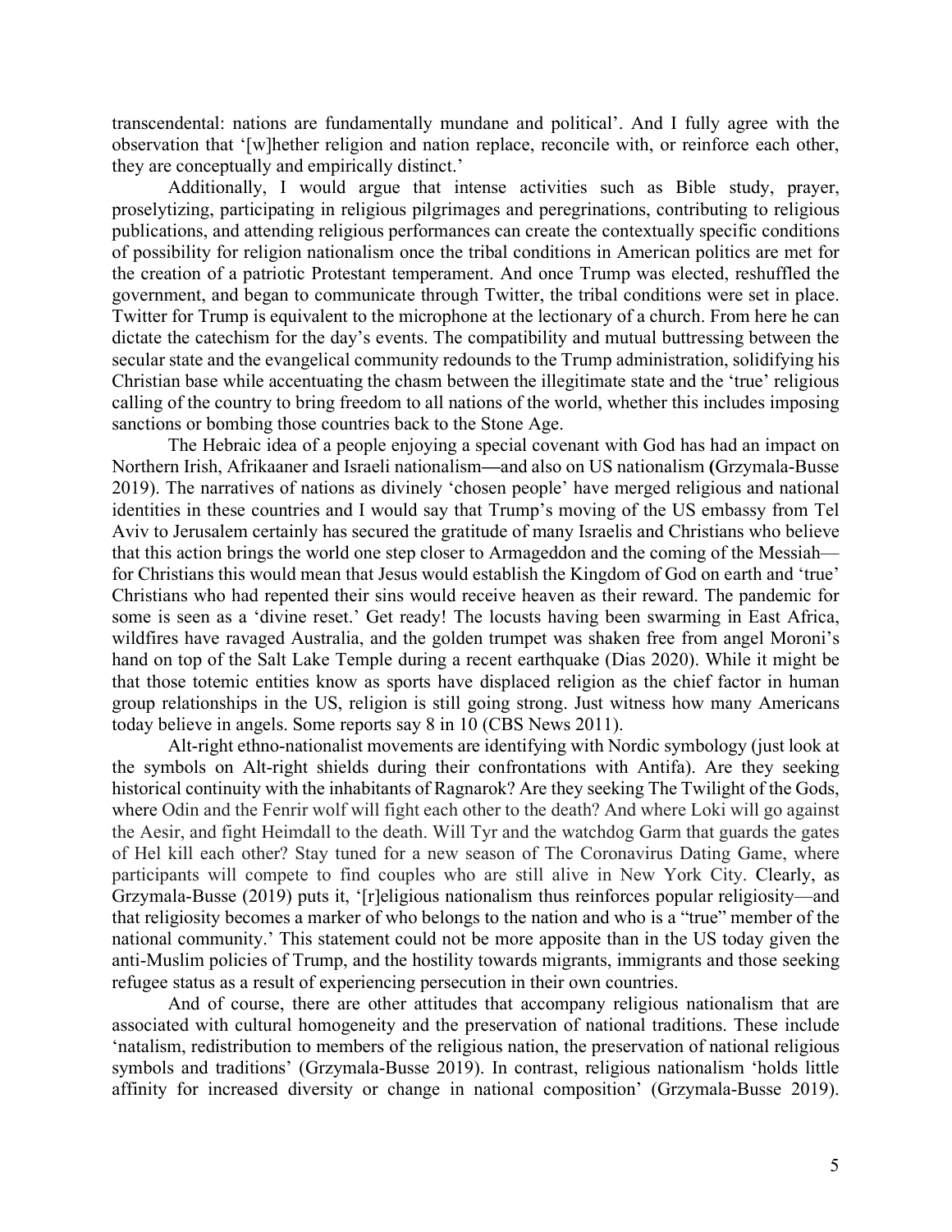transcendental: nations are fundamentally mundane and political'. And I fully agree with the observation that '[w]hether religion and nation replace, reconcile with, or reinforce each other, they are conceptually and empirically distinct.'

Additionally, I would argue that intense activities such as Bible study, prayer, proselytizing, participating in religious pilgrimages and peregrinations, contributing to religious publications, and attending religious performances can create the contextually specific conditions of possibility for religion nationalism once the tribal conditions in American politics are met for the creation of a patriotic Protestant temperament. And once Trump was elected, reshuffled the government, and began to communicate through Twitter, the tribal conditions were set in place. Twitter for Trump is equivalent to the microphone at the lectionary of a church. From here he can dictate the catechism for the day's events. The compatibility and mutual buttressing between the secular state and the evangelical community redounds to the Trump administration, solidifying his Christian base while accentuating the chasm between the illegitimate state and the 'true' religious calling of the country to bring freedom to all nations of the world, whether this includes imposing sanctions or bombing those countries back to the Stone Age.

The Hebraic idea of a people enjoying a special covenant with God has had an impact on Northern Irish, Afrikaaner and Israeli nationalism—and also on US nationalism **(**Grzymala-Busse 2019). The narratives of nations as divinely 'chosen people' have merged religious and national identities in these countries and I would say that Trump's moving of the US embassy from Tel Aviv to Jerusalem certainly has secured the gratitude of many Israelis and Christians who believe that this action brings the world one step closer to Armageddon and the coming of the Messiah—for Christians this would mean that Jesus would establish the Kingdom of God on earth and 'true' Christians who had repented their sins would receive heaven as their reward. The pandemic for some is seen as a 'divine reset.' Get ready! The locusts having been swarming in East Africa, wildfires have ravaged Australia, and the golden trumpet was shaken free from angel Moroni's hand on top of the Salt Lake Temple during a recent earthquake (Dias 2020). While it might be that those totemic entities know as sports have displaced religion as the chief factor in human group relationships in the US, religion is still going strong. Just witness how many Americans today believe in angels. Some reports say 8 in 10 (CBS News 2011).

Alt-right ethno-nationalist movements are identifying with Nordic symbology (just look at the symbols on Alt-right shields during their confrontations with Antifa). Are they seeking historical continuity with the inhabitants of Ragnarok? Are they seeking The Twilight of the Gods, where Odin and the Fenrir wolf will fight each other to the death? And where Loki will go against the Aesir, and fight Heimdall to the death. Will Tyr and the watchdog Garm that guards the gates of Hel kill each other? Stay tuned for a new season of The Coronavirus Dating Game, where participants will compete to find couples who are still alive in New York City. Clearly, as Grzymala-Busse (2019) puts it, '[r]eligious nationalism thus reinforces popular religiosity—and that religiosity becomes a marker of who belongs to the nation and who is a "true" member of the national community.' This statement could not be more apposite than in the US today given the anti-Muslim policies of Trump, and the hostility towards migrants, immigrants and those seeking refugee status as a result of experiencing persecution in their own countries.

And of course, there are other attitudes that accompany religious nationalism that are associated with cultural homogeneity and the preservation of national traditions. These include 'natalism, redistribution to members of the religious nation, the preservation of national religious symbols and traditions' (Grzymala-Busse 2019). In contrast, religious nationalism 'holds little affinity for increased diversity or change in national composition' (Grzymala-Busse 2019).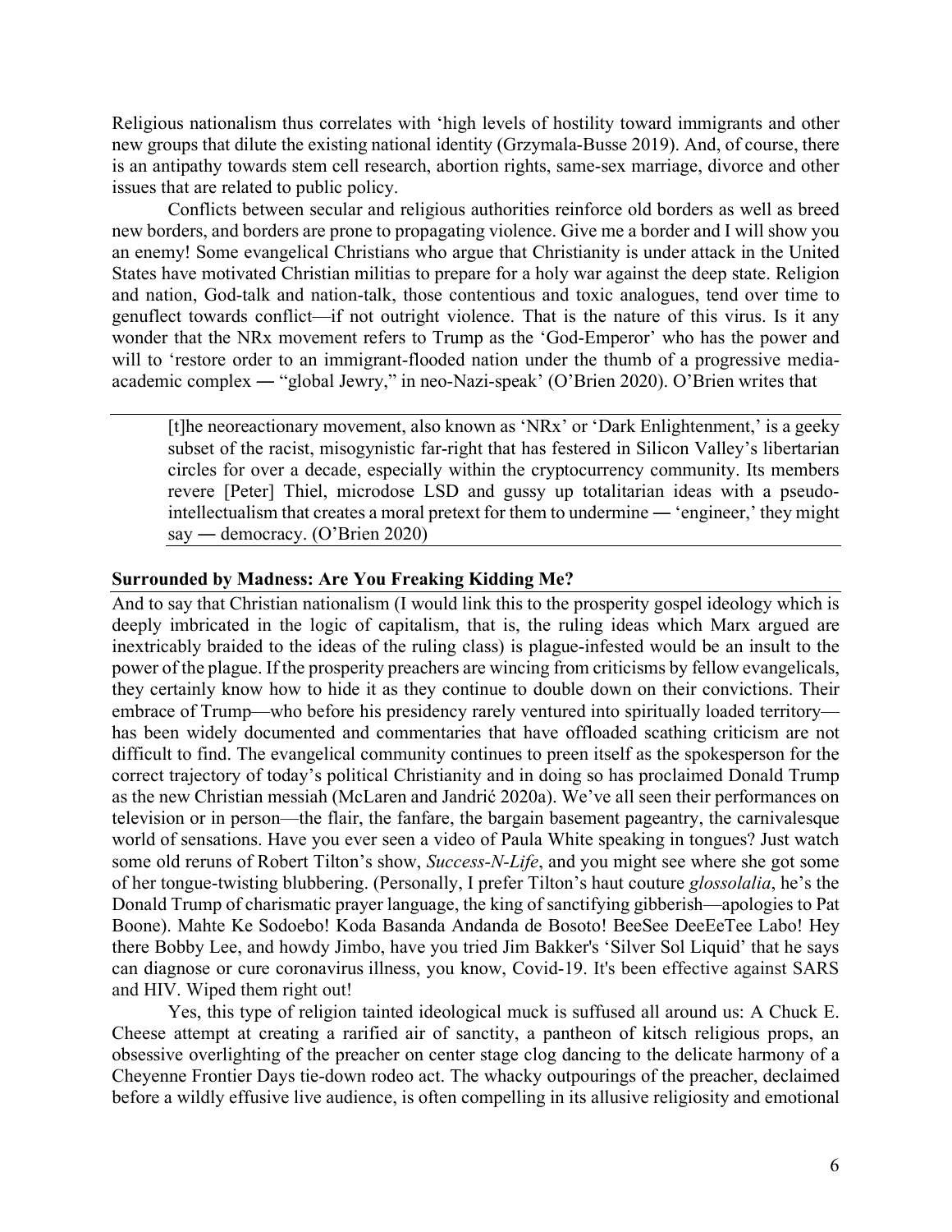Religious nationalism thus correlates with 'high levels of hostility toward immigrants and other new groups that dilute the existing national identity (Grzymala-Busse 2019). And, of course, there is an antipathy towards stem cell research, abortion rights, same-sex marriage, divorce and other issues that are related to public policy.

Conflicts between secular and religious authorities reinforce old borders as well as breed new borders, and borders are prone to propagating violence. Give me a border and I will show you an enemy! Some evangelical Christians who argue that Christianity is under attack in the United States have motivated Christian militias to prepare for a holy war against the deep state. Religion and nation, God-talk and nation-talk, those contentious and toxic analogues, tend over time to genuflect towards conflict—if not outright violence. That is the nature of this virus. Is it any wonder that the NRx movement refers to Trump as the 'God-Emperor' who has the power and will to 'restore order to an immigrant-flooded nation under the thumb of a progressive media-academic complex ― "global Jewry," in neo-Nazi-speak' (O'Brien 2020). O'Brien writes that

> [t]he neoreactionary movement, also known as 'NRx' or 'Dark Enlightenment,' is a geeky subset of the racist, misogynistic far-right that has festered in Silicon Valley's libertarian circles for over a decade, especially within the cryptocurrency community. Its members revere [Peter] Thiel, microdose LSD and gussy up totalitarian ideas with a pseudo-intellectualism that creates a moral pretext for them to undermine ― 'engineer,' they might say ― democracy. (O'Brien 2020)

## Surrounded by Madness: Are You Freaking Kidding Me?

And to say that Christian nationalism (I would link this to the prosperity gospel ideology which is deeply imbricated in the logic of capitalism, that is, the ruling ideas which Marx argued are inextricably braided to the ideas of the ruling class) is plague-infested would be an insult to the power of the plague. If the prosperity preachers are wincing from criticisms by fellow evangelicals, they certainly know how to hide it as they continue to double down on their convictions. Their embrace of Trump—who before his presidency rarely ventured into spiritually loaded territory—has been widely documented and commentaries that have offloaded scathing criticism are not difficult to find. The evangelical community continues to preen itself as the spokesperson for the correct trajectory of today's political Christianity and in doing so has proclaimed Donald Trump as the new Christian messiah (McLaren and Jandrić 2020a). We've all seen their performances on television or in person—the flair, the fanfare, the bargain basement pageantry, the carnivalesque world of sensations. Have you ever seen a video of Paula White speaking in tongues? Just watch some old reruns of Robert Tilton's show, *Success-N-Life*, and you might see where she got some of her tongue-twisting blubbering. (Personally, I prefer Tilton's haut couture *glossolalia*, he's the Donald Trump of charismatic prayer language, the king of sanctifying gibberish—apologies to Pat Boone). Mahte Ke Sodoebo! Koda Basanda Andanda de Bosoto! BeeSee DeeEeTee Labo! Hey there Bobby Lee, and howdy Jimbo, have you tried Jim Bakker's 'Silver Sol Liquid' that he says can diagnose or cure coronavirus illness, you know, Covid-19. It's been effective against SARS and HIV. Wiped them right out!

Yes, this type of religion tainted ideological muck is suffused all around us: A Chuck E. Cheese attempt at creating a rarified air of sanctity, a pantheon of kitsch religious props, an obsessive overlighting of the preacher on center stage clog dancing to the delicate harmony of a Cheyenne Frontier Days tie-down rodeo act. The whacky outpourings of the preacher, declaimed before a wildly effusive live audience, is often compelling in its allusive religiosity and emotional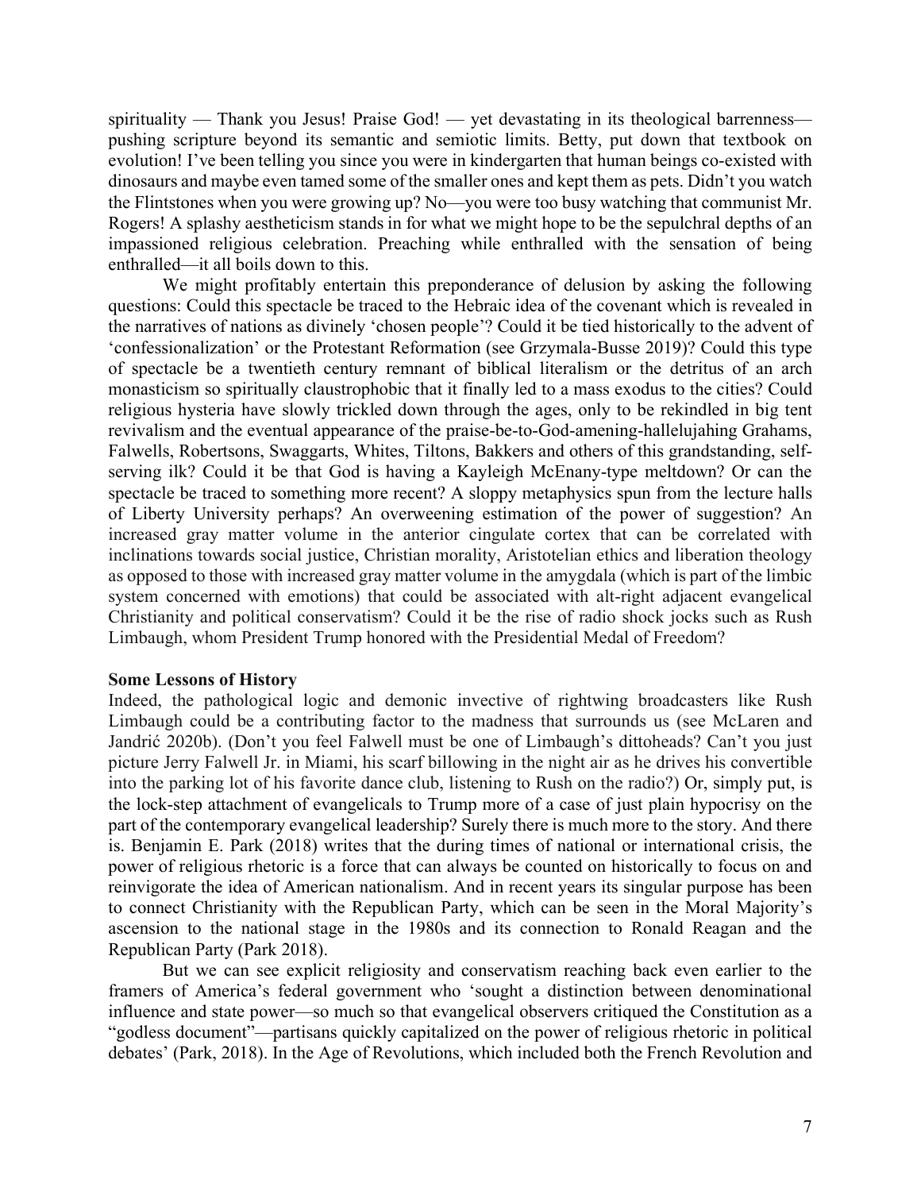spirituality — Thank you Jesus! Praise God! — yet devastating in its theological barrenness—pushing scripture beyond its semantic and semiotic limits. Betty, put down that textbook on evolution! I've been telling you since you were in kindergarten that human beings co-existed with dinosaurs and maybe even tamed some of the smaller ones and kept them as pets. Didn't you watch the Flintstones when you were growing up? No—you were too busy watching that communist Mr. Rogers! A splashy aestheticism stands in for what we might hope to be the sepulchral depths of an impassioned religious celebration. Preaching while enthralled with the sensation of being enthralled—it all boils down to this.

We might profitably entertain this preponderance of delusion by asking the following questions: Could this spectacle be traced to the Hebraic idea of the covenant which is revealed in the narratives of nations as divinely 'chosen people'? Could it be tied historically to the advent of 'confessionalization' or the Protestant Reformation (see Grzymala-Busse 2019)? Could this type of spectacle be a twentieth century remnant of biblical literalism or the detritus of an arch monasticism so spiritually claustrophobic that it finally led to a mass exodus to the cities? Could religious hysteria have slowly trickled down through the ages, only to be rekindled in big tent revivalism and the eventual appearance of the praise-be-to-God-amening-hallelujahing Grahams, Falwells, Robertsons, Swaggarts, Whites, Tiltons, Bakkers and others of this grandstanding, self-serving ilk? Could it be that God is having a Kayleigh McEnany-type meltdown? Or can the spectacle be traced to something more recent? A sloppy metaphysics spun from the lecture halls of Liberty University perhaps? An overweening estimation of the power of suggestion? An increased gray matter volume in the anterior cingulate cortex that can be correlated with inclinations towards social justice, Christian morality, Aristotelian ethics and liberation theology as opposed to those with increased gray matter volume in the amygdala (which is part of the limbic system concerned with emotions) that could be associated with alt-right adjacent evangelical Christianity and political conservatism? Could it be the rise of radio shock jocks such as Rush Limbaugh, whom President Trump honored with the Presidential Medal of Freedom?

**Some Lessons of History**

Indeed, the pathological logic and demonic invective of rightwing broadcasters like Rush Limbaugh could be a contributing factor to the madness that surrounds us (see McLaren and Jandrić 2020b). (Don't you feel Falwell must be one of Limbaugh's dittoheads? Can't you just picture Jerry Falwell Jr. in Miami, his scarf billowing in the night air as he drives his convertible into the parking lot of his favorite dance club, listening to Rush on the radio?) Or, simply put, is the lock-step attachment of evangelicals to Trump more of a case of just plain hypocrisy on the part of the contemporary evangelical leadership? Surely there is much more to the story. And there is. Benjamin E. Park (2018) writes that the during times of national or international crisis, the power of religious rhetoric is a force that can always be counted on historically to focus on and reinvigorate the idea of American nationalism. And in recent years its singular purpose has been to connect Christianity with the Republican Party, which can be seen in the Moral Majority's ascension to the national stage in the 1980s and its connection to Ronald Reagan and the Republican Party (Park 2018).

But we can see explicit religiosity and conservatism reaching back even earlier to the framers of America's federal government who 'sought a distinction between denominational influence and state power—so much so that evangelical observers critiqued the Constitution as a "godless document"—partisans quickly capitalized on the power of religious rhetoric in political debates' (Park, 2018). In the Age of Revolutions, which included both the French Revolution and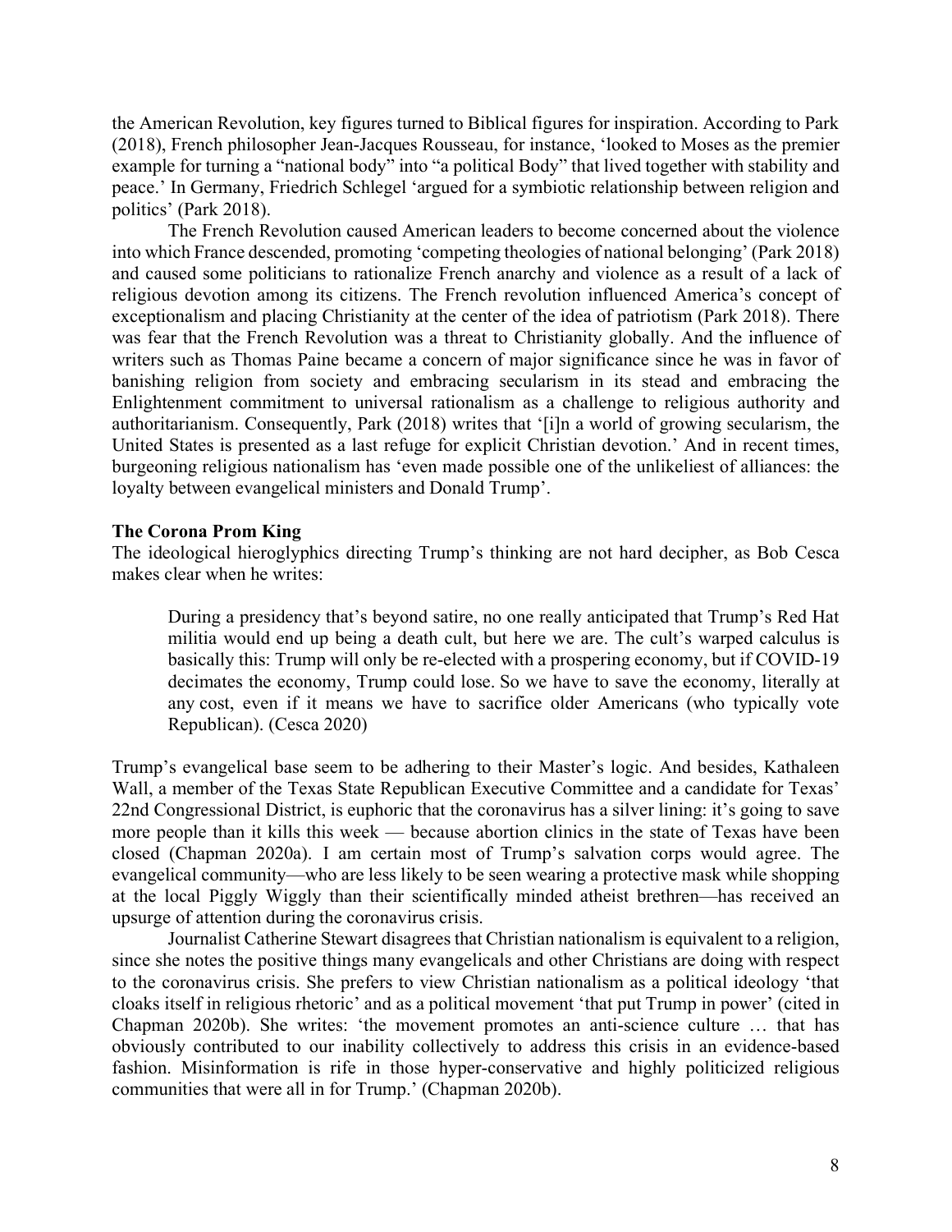the American Revolution, key figures turned to Biblical figures for inspiration. According to Park (2018), French philosopher Jean-Jacques Rousseau, for instance, 'looked to Moses as the premier example for turning a "national body" into "a political Body" that lived together with stability and peace.' In Germany, Friedrich Schlegel 'argued for a symbiotic relationship between religion and politics' (Park 2018).

The French Revolution caused American leaders to become concerned about the violence into which France descended, promoting 'competing theologies of national belonging' (Park 2018) and caused some politicians to rationalize French anarchy and violence as a result of a lack of religious devotion among its citizens. The French revolution influenced America's concept of exceptionalism and placing Christianity at the center of the idea of patriotism (Park 2018). There was fear that the French Revolution was a threat to Christianity globally. And the influence of writers such as Thomas Paine became a concern of major significance since he was in favor of banishing religion from society and embracing secularism in its stead and embracing the Enlightenment commitment to universal rationalism as a challenge to religious authority and authoritarianism. Consequently, Park (2018) writes that '[i]n a world of growing secularism, the United States is presented as a last refuge for explicit Christian devotion.' And in recent times, burgeoning religious nationalism has 'even made possible one of the unlikeliest of alliances: the loyalty between evangelical ministers and Donald Trump'.

**The Corona Prom King**

The ideological hieroglyphics directing Trump's thinking are not hard decipher, as Bob Cesca makes clear when he writes:

> During a presidency that's beyond satire, no one really anticipated that Trump's Red Hat militia would end up being a death cult, but here we are. The cult's warped calculus is basically this: Trump will only be re-elected with a prospering economy, but if COVID-19 decimates the economy, Trump could lose. So we have to save the economy, literally at any cost, even if it means we have to sacrifice older Americans (who typically vote Republican). (Cesca 2020)

Trump's evangelical base seem to be adhering to their Master's logic. And besides, Kathaleen Wall, a member of the Texas State Republican Executive Committee and a candidate for Texas' 22nd Congressional District, is euphoric that the coronavirus has a silver lining: it's going to save more people than it kills this week — because abortion clinics in the state of Texas have been closed (Chapman 2020a). I am certain most of Trump's salvation corps would agree. The evangelical community—who are less likely to be seen wearing a protective mask while shopping at the local Piggly Wiggly than their scientifically minded atheist brethren—has received an upsurge of attention during the coronavirus crisis.

Journalist Catherine Stewart disagrees that Christian nationalism is equivalent to a religion, since she notes the positive things many evangelicals and other Christians are doing with respect to the coronavirus crisis. She prefers to view Christian nationalism as a political ideology 'that cloaks itself in religious rhetoric' and as a political movement 'that put Trump in power' (cited in Chapman 2020b). She writes: 'the movement promotes an anti-science culture … that has obviously contributed to our inability collectively to address this crisis in an evidence-based fashion. Misinformation is rife in those hyper-conservative and highly politicized religious communities that were all in for Trump.' (Chapman 2020b).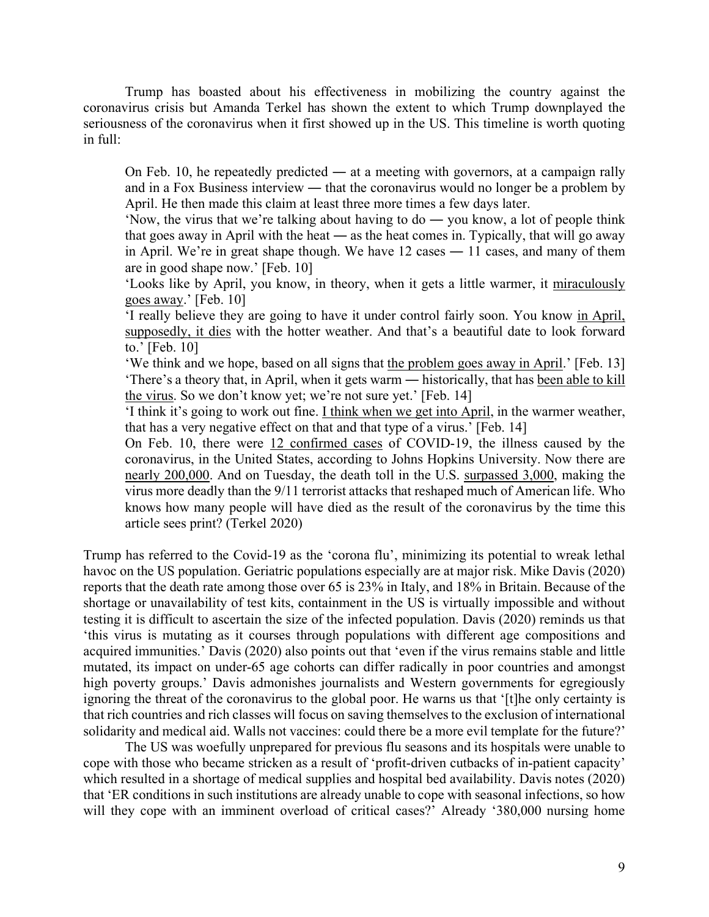Trump has boasted about his effectiveness in mobilizing the country against the coronavirus crisis but Amanda Terkel has shown the extent to which Trump downplayed the seriousness of the coronavirus when it first showed up in the US. This timeline is worth quoting in full:

> On Feb. 10, he repeatedly predicted — at a meeting with governors, at a campaign rally and in a Fox Business interview — that the coronavirus would no longer be a problem by April. He then made this claim at least three more times a few days later.
>
> 'Now, the virus that we're talking about having to do — you know, a lot of people think that goes away in April with the heat — as the heat comes in. Typically, that will go away in April. We're in great shape though. We have 12 cases — 11 cases, and many of them are in good shape now.' [Feb. 10]
>
> 'Looks like by April, you know, in theory, when it gets a little warmer, it miraculously goes away.' [Feb. 10]
>
> 'I really believe they are going to have it under control fairly soon. You know in April, supposedly, it dies with the hotter weather. And that's a beautiful date to look forward to.' [Feb. 10]
>
> 'We think and we hope, based on all signs that the problem goes away in April.' [Feb. 13]
>
> 'There's a theory that, in April, when it gets warm — historically, that has been able to kill the virus. So we don't know yet; we're not sure yet.' [Feb. 14]
>
> 'I think it's going to work out fine. I think when we get into April, in the warmer weather, that has a very negative effect on that and that type of a virus.' [Feb. 14]
>
> On Feb. 10, there were 12 confirmed cases of COVID-19, the illness caused by the coronavirus, in the United States, according to Johns Hopkins University. Now there are nearly 200,000. And on Tuesday, the death toll in the U.S. surpassed 3,000, making the virus more deadly than the 9/11 terrorist attacks that reshaped much of American life. Who knows how many people will have died as the result of the coronavirus by the time this article sees print? (Terkel 2020)

Trump has referred to the Covid-19 as the 'corona flu', minimizing its potential to wreak lethal havoc on the US population. Geriatric populations especially are at major risk. Mike Davis (2020) reports that the death rate among those over 65 is 23% in Italy, and 18% in Britain. Because of the shortage or unavailability of test kits, containment in the US is virtually impossible and without testing it is difficult to ascertain the size of the infected population. Davis (2020) reminds us that 'this virus is mutating as it courses through populations with different age compositions and acquired immunities.' Davis (2020) also points out that 'even if the virus remains stable and little mutated, its impact on under-65 age cohorts can differ radically in poor countries and amongst high poverty groups.' Davis admonishes journalists and Western governments for egregiously ignoring the threat of the coronavirus to the global poor. He warns us that '[t]he only certainty is that rich countries and rich classes will focus on saving themselves to the exclusion of international solidarity and medical aid. Walls not vaccines: could there be a more evil template for the future?'

The US was woefully unprepared for previous flu seasons and its hospitals were unable to cope with those who became stricken as a result of 'profit-driven cutbacks of in-patient capacity' which resulted in a shortage of medical supplies and hospital bed availability. Davis notes (2020) that 'ER conditions in such institutions are already unable to cope with seasonal infections, so how will they cope with an imminent overload of critical cases?' Already '380,000 nursing home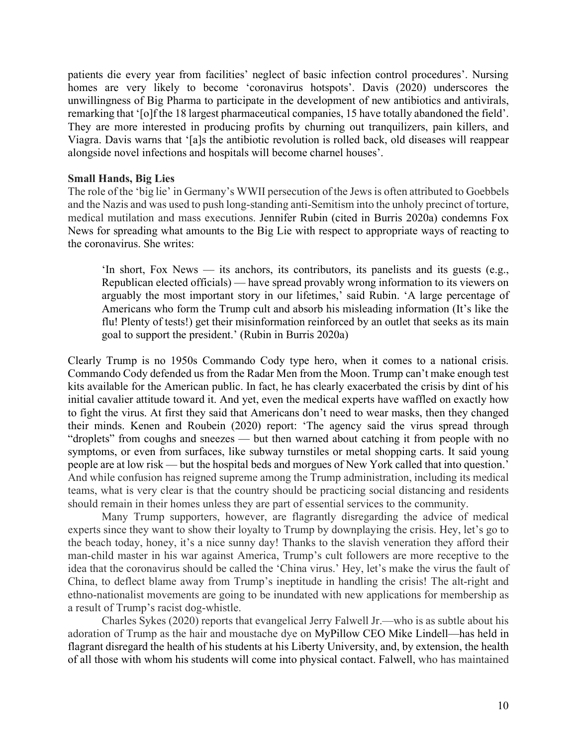patients die every year from facilities' neglect of basic infection control procedures'. Nursing homes are very likely to become 'coronavirus hotspots'. Davis (2020) underscores the unwillingness of Big Pharma to participate in the development of new antibiotics and antivirals, remarking that '[o]f the 18 largest pharmaceutical companies, 15 have totally abandoned the field'. They are more interested in producing profits by churning out tranquilizers, pain killers, and Viagra. Davis warns that '[a]s the antibiotic revolution is rolled back, old diseases will reappear alongside novel infections and hospitals will become charnel houses'.

**Small Hands, Big Lies**

The role of the 'big lie' in Germany's WWII persecution of the Jews is often attributed to Goebbels and the Nazis and was used to push long-standing anti-Semitism into the unholy precinct of torture, medical mutilation and mass executions. Jennifer Rubin (cited in Burris 2020a) condemns Fox News for spreading what amounts to the Big Lie with respect to appropriate ways of reacting to the coronavirus. She writes:

> 'In short, Fox News — its anchors, its contributors, its panelists and its guests (e.g., Republican elected officials) — have spread provably wrong information to its viewers on arguably the most important story in our lifetimes,' said Rubin. 'A large percentage of Americans who form the Trump cult and absorb his misleading information (It's like the flu! Plenty of tests!) get their misinformation reinforced by an outlet that seeks as its main goal to support the president.' (Rubin in Burris 2020a)

Clearly Trump is no 1950s Commando Cody type hero, when it comes to a national crisis. Commando Cody defended us from the Radar Men from the Moon. Trump can't make enough test kits available for the American public. In fact, he has clearly exacerbated the crisis by dint of his initial cavalier attitude toward it. And yet, even the medical experts have waffled on exactly how to fight the virus. At first they said that Americans don't need to wear masks, then they changed their minds. Kenen and Roubein (2020) report: 'The agency said the virus spread through "droplets" from coughs and sneezes — but then warned about catching it from people with no symptoms, or even from surfaces, like subway turnstiles or metal shopping carts. It said young people are at low risk — but the hospital beds and morgues of New York called that into question.' And while confusion has reigned supreme among the Trump administration, including its medical teams, what is very clear is that the country should be practicing social distancing and residents should remain in their homes unless they are part of essential services to the community.

Many Trump supporters, however, are flagrantly disregarding the advice of medical experts since they want to show their loyalty to Trump by downplaying the crisis. Hey, let's go to the beach today, honey, it's a nice sunny day! Thanks to the slavish veneration they afford their man-child master in his war against America, Trump's cult followers are more receptive to the idea that the coronavirus should be called the 'China virus.' Hey, let's make the virus the fault of China, to deflect blame away from Trump's ineptitude in handling the crisis! The alt-right and ethno-nationalist movements are going to be inundated with new applications for membership as a result of Trump's racist dog-whistle.

Charles Sykes (2020) reports that evangelical Jerry Falwell Jr.—who is as subtle about his adoration of Trump as the hair and moustache dye on MyPillow CEO Mike Lindell—has held in flagrant disregard the health of his students at his Liberty University, and, by extension, the health of all those with whom his students will come into physical contact. Falwell, who has maintained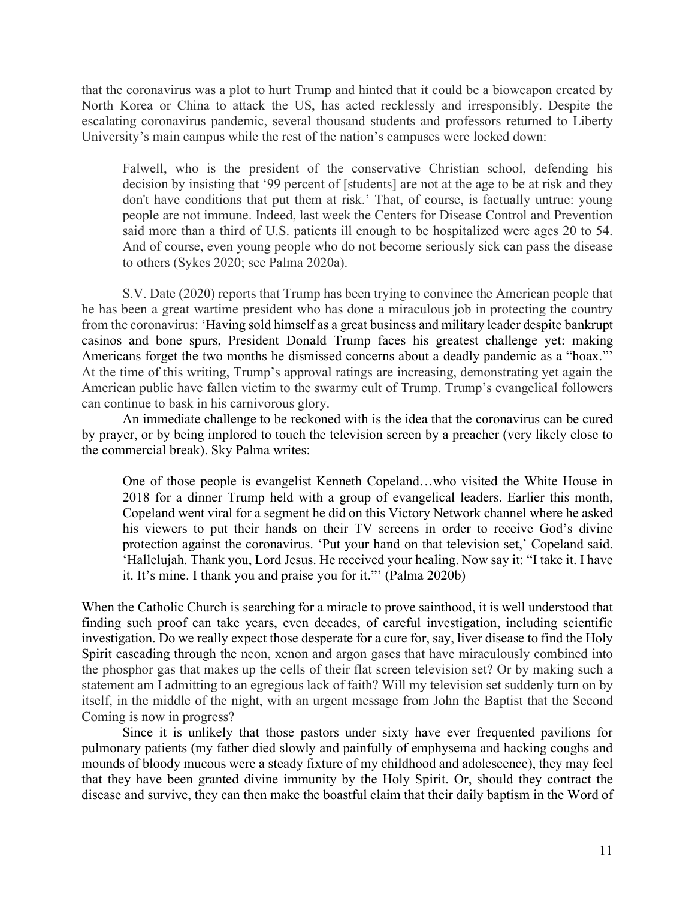that the coronavirus was a plot to hurt Trump and hinted that it could be a bioweapon created by North Korea or China to attack the US, has acted recklessly and irresponsibly. Despite the escalating coronavirus pandemic, several thousand students and professors returned to Liberty University's main campus while the rest of the nation's campuses were locked down:

> Falwell, who is the president of the conservative Christian school, defending his decision by insisting that '99 percent of [students] are not at the age to be at risk and they don't have conditions that put them at risk.' That, of course, is factually untrue: young people are not immune. Indeed, last week the Centers for Disease Control and Prevention said more than a third of U.S. patients ill enough to be hospitalized were ages 20 to 54. And of course, even young people who do not become seriously sick can pass the disease to others (Sykes 2020; see Palma 2020a).

S.V. Date (2020) reports that Trump has been trying to convince the American people that he has been a great wartime president who has done a miraculous job in protecting the country from the coronavirus: 'Having sold himself as a great business and military leader despite bankrupt casinos and bone spurs, President Donald Trump faces his greatest challenge yet: making Americans forget the two months he dismissed concerns about a deadly pandemic as a "hoax."' At the time of this writing, Trump's approval ratings are increasing, demonstrating yet again the American public have fallen victim to the swarmy cult of Trump. Trump's evangelical followers can continue to bask in his carnivorous glory.

An immediate challenge to be reckoned with is the idea that the coronavirus can be cured by prayer, or by being implored to touch the television screen by a preacher (very likely close to the commercial break). Sky Palma writes:

> One of those people is evangelist Kenneth Copeland…who visited the White House in 2018 for a dinner Trump held with a group of evangelical leaders. Earlier this month, Copeland went viral for a segment he did on this Victory Network channel where he asked his viewers to put their hands on their TV screens in order to receive God's divine protection against the coronavirus. 'Put your hand on that television set,' Copeland said. 'Hallelujah. Thank you, Lord Jesus. He received your healing. Now say it: "I take it. I have it. It's mine. I thank you and praise you for it."' (Palma 2020b)

When the Catholic Church is searching for a miracle to prove sainthood, it is well understood that finding such proof can take years, even decades, of careful investigation, including scientific investigation. Do we really expect those desperate for a cure for, say, liver disease to find the Holy Spirit cascading through the neon, xenon and argon gases that have miraculously combined into the phosphor gas that makes up the cells of their flat screen television set? Or by making such a statement am I admitting to an egregious lack of faith? Will my television set suddenly turn on by itself, in the middle of the night, with an urgent message from John the Baptist that the Second Coming is now in progress?

Since it is unlikely that those pastors under sixty have ever frequented pavilions for pulmonary patients (my father died slowly and painfully of emphysema and hacking coughs and mounds of bloody mucous were a steady fixture of my childhood and adolescence), they may feel that they have been granted divine immunity by the Holy Spirit. Or, should they contract the disease and survive, they can then make the boastful claim that their daily baptism in the Word of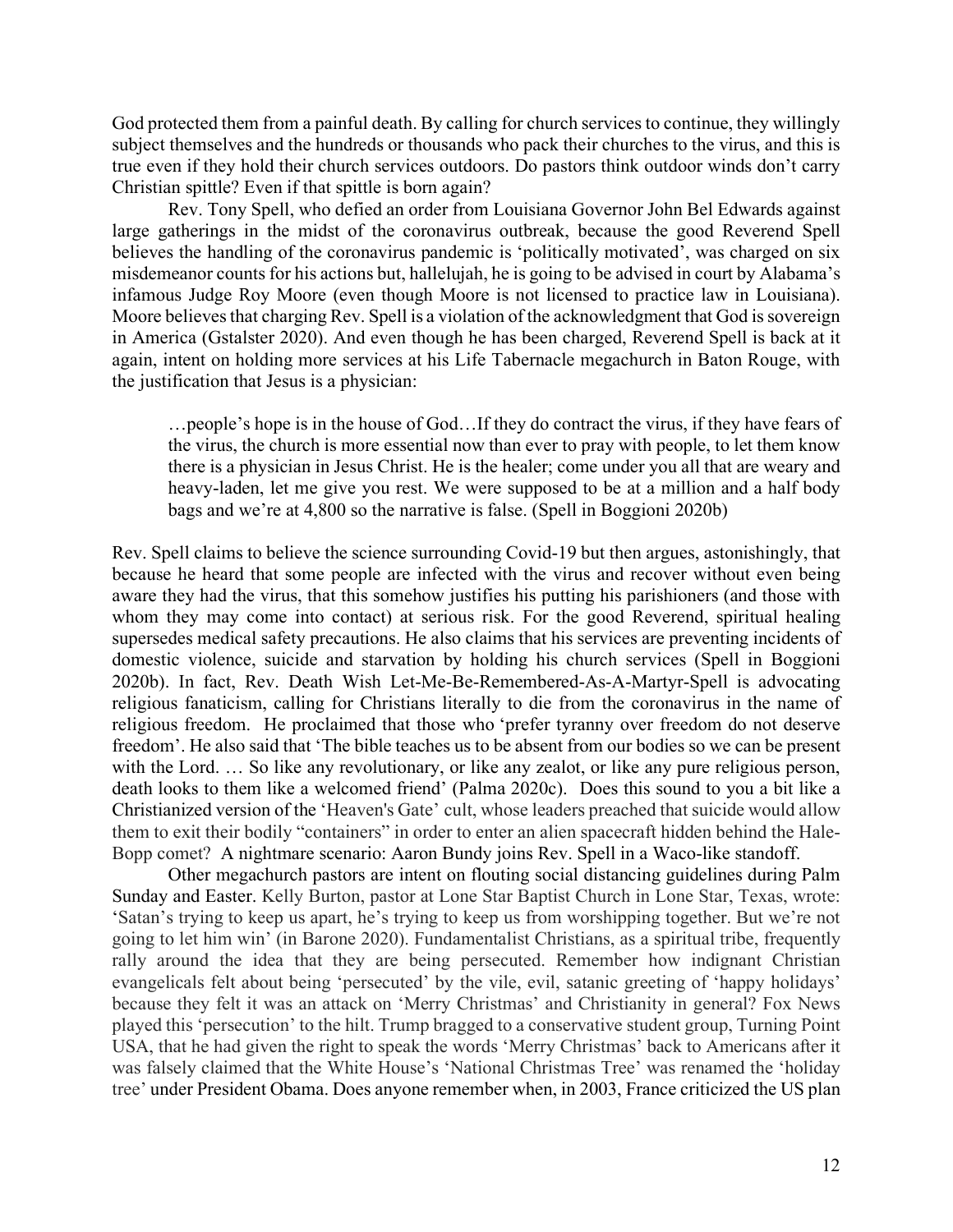God protected them from a painful death. By calling for church services to continue, they willingly subject themselves and the hundreds or thousands who pack their churches to the virus, and this is true even if they hold their church services outdoors. Do pastors think outdoor winds don't carry Christian spittle? Even if that spittle is born again?

Rev. Tony Spell, who defied an order from Louisiana Governor John Bel Edwards against large gatherings in the midst of the coronavirus outbreak, because the good Reverend Spell believes the handling of the coronavirus pandemic is 'politically motivated', was charged on six misdemeanor counts for his actions but, hallelujah, he is going to be advised in court by Alabama's infamous Judge Roy Moore (even though Moore is not licensed to practice law in Louisiana). Moore believes that charging Rev. Spell is a violation of the acknowledgment that God is sovereign in America (Gstalster 2020). And even though he has been charged, Reverend Spell is back at it again, intent on holding more services at his Life Tabernacle megachurch in Baton Rouge, with the justification that Jesus is a physician:

> …people's hope is in the house of God…If they do contract the virus, if they have fears of the virus, the church is more essential now than ever to pray with people, to let them know there is a physician in Jesus Christ. He is the healer; come under you all that are weary and heavy-laden, let me give you rest. We were supposed to be at a million and a half body bags and we're at 4,800 so the narrative is false. (Spell in Boggioni 2020b)

Rev. Spell claims to believe the science surrounding Covid-19 but then argues, astonishingly, that because he heard that some people are infected with the virus and recover without even being aware they had the virus, that this somehow justifies his putting his parishioners (and those with whom they may come into contact) at serious risk. For the good Reverend, spiritual healing supersedes medical safety precautions. He also claims that his services are preventing incidents of domestic violence, suicide and starvation by holding his church services (Spell in Boggioni 2020b). In fact, Rev. Death Wish Let-Me-Be-Remembered-As-A-Martyr-Spell is advocating religious fanaticism, calling for Christians literally to die from the coronavirus in the name of religious freedom. He proclaimed that those who 'prefer tyranny over freedom do not deserve freedom'. He also said that 'The bible teaches us to be absent from our bodies so we can be present with the Lord. … So like any revolutionary, or like any zealot, or like any pure religious person, death looks to them like a welcomed friend' (Palma 2020c). Does this sound to you a bit like a Christianized version of the 'Heaven's Gate' cult, whose leaders preached that suicide would allow them to exit their bodily "containers" in order to enter an alien spacecraft hidden behind the Hale-Bopp comet? A nightmare scenario: Aaron Bundy joins Rev. Spell in a Waco-like standoff.

Other megachurch pastors are intent on flouting social distancing guidelines during Palm Sunday and Easter. Kelly Burton, pastor at Lone Star Baptist Church in Lone Star, Texas, wrote: 'Satan's trying to keep us apart, he's trying to keep us from worshipping together. But we're not going to let him win' (in Barone 2020). Fundamentalist Christians, as a spiritual tribe, frequently rally around the idea that they are being persecuted. Remember how indignant Christian evangelicals felt about being 'persecuted' by the vile, evil, satanic greeting of 'happy holidays' because they felt it was an attack on 'Merry Christmas' and Christianity in general? Fox News played this 'persecution' to the hilt. Trump bragged to a conservative student group, Turning Point USA, that he had given the right to speak the words 'Merry Christmas' back to Americans after it was falsely claimed that the White House's 'National Christmas Tree' was renamed the 'holiday tree' under President Obama. Does anyone remember when, in 2003, France criticized the US plan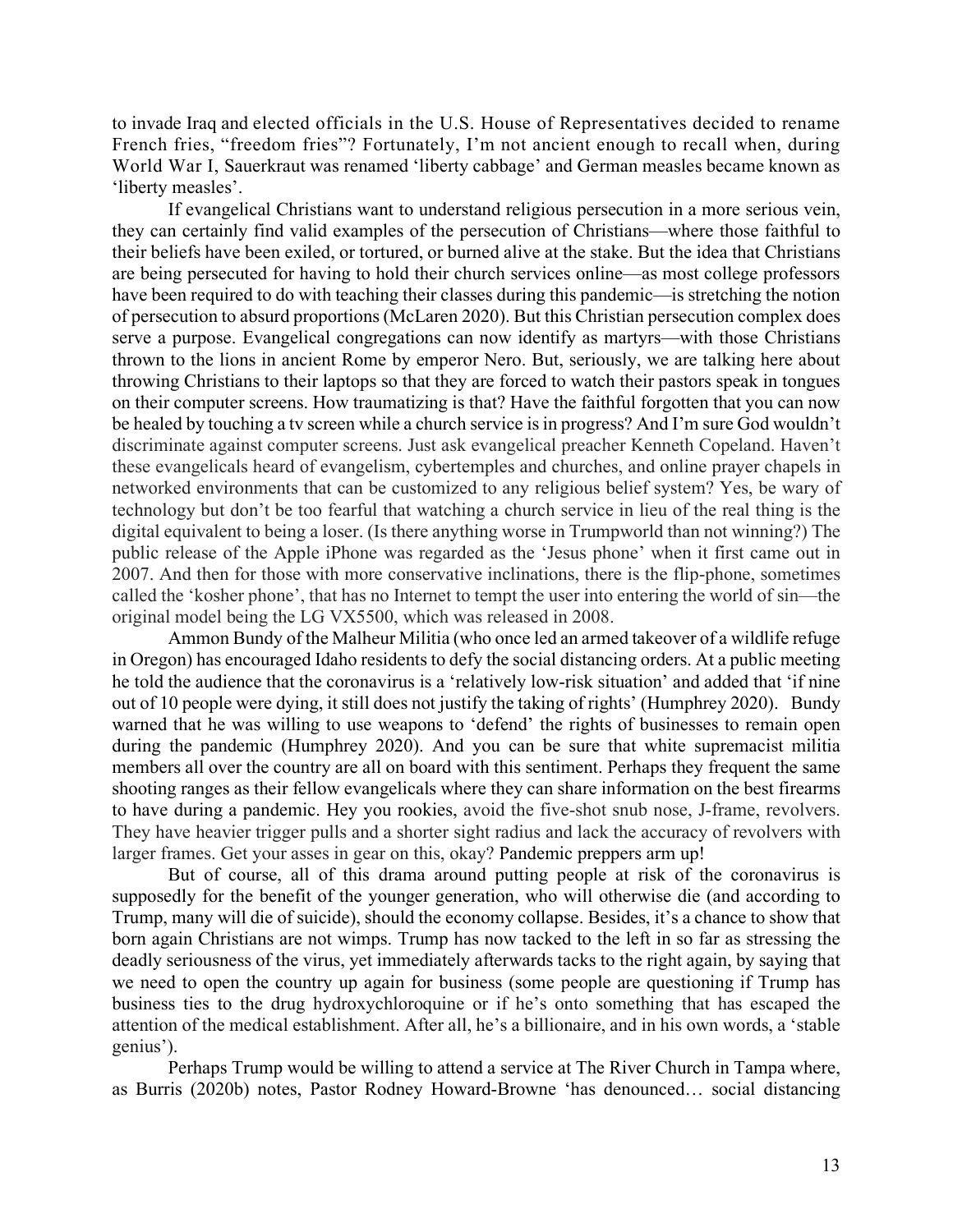to invade Iraq and elected officials in the U.S. House of Representatives decided to rename French fries, "freedom fries"? Fortunately, I'm not ancient enough to recall when, during World War I, Sauerkraut was renamed 'liberty cabbage' and German measles became known as 'liberty measles'.

If evangelical Christians want to understand religious persecution in a more serious vein, they can certainly find valid examples of the persecution of Christians—where those faithful to their beliefs have been exiled, or tortured, or burned alive at the stake. But the idea that Christians are being persecuted for having to hold their church services online—as most college professors have been required to do with teaching their classes during this pandemic—is stretching the notion of persecution to absurd proportions (McLaren 2020). But this Christian persecution complex does serve a purpose. Evangelical congregations can now identify as martyrs—with those Christians thrown to the lions in ancient Rome by emperor Nero. But, seriously, we are talking here about throwing Christians to their laptops so that they are forced to watch their pastors speak in tongues on their computer screens. How traumatizing is that? Have the faithful forgotten that you can now be healed by touching a tv screen while a church service is in progress? And I'm sure God wouldn't discriminate against computer screens. Just ask evangelical preacher Kenneth Copeland. Haven't these evangelicals heard of evangelism, cybertemples and churches, and online prayer chapels in networked environments that can be customized to any religious belief system? Yes, be wary of technology but don't be too fearful that watching a church service in lieu of the real thing is the digital equivalent to being a loser. (Is there anything worse in Trumpworld than not winning?) The public release of the Apple iPhone was regarded as the 'Jesus phone' when it first came out in 2007. And then for those with more conservative inclinations, there is the flip-phone, sometimes called the 'kosher phone', that has no Internet to tempt the user into entering the world of sin—the original model being the LG VX5500, which was released in 2008.

Ammon Bundy of the Malheur Militia (who once led an armed takeover of a wildlife refuge in Oregon) has encouraged Idaho residents to defy the social distancing orders. At a public meeting he told the audience that the coronavirus is a 'relatively low-risk situation' and added that 'if nine out of 10 people were dying, it still does not justify the taking of rights' (Humphrey 2020). Bundy warned that he was willing to use weapons to 'defend' the rights of businesses to remain open during the pandemic (Humphrey 2020). And you can be sure that white supremacist militia members all over the country are all on board with this sentiment. Perhaps they frequent the same shooting ranges as their fellow evangelicals where they can share information on the best firearms to have during a pandemic. Hey you rookies, avoid the five-shot snub nose, J-frame, revolvers. They have heavier trigger pulls and a shorter sight radius and lack the accuracy of revolvers with larger frames. Get your asses in gear on this, okay? Pandemic preppers arm up!

But of course, all of this drama around putting people at risk of the coronavirus is supposedly for the benefit of the younger generation, who will otherwise die (and according to Trump, many will die of suicide), should the economy collapse. Besides, it's a chance to show that born again Christians are not wimps. Trump has now tacked to the left in so far as stressing the deadly seriousness of the virus, yet immediately afterwards tacks to the right again, by saying that we need to open the country up again for business (some people are questioning if Trump has business ties to the drug hydroxychloroquine or if he's onto something that has escaped the attention of the medical establishment. After all, he's a billionaire, and in his own words, a 'stable genius').

Perhaps Trump would be willing to attend a service at The River Church in Tampa where, as Burris (2020b) notes, Pastor Rodney Howard-Browne 'has denounced… social distancing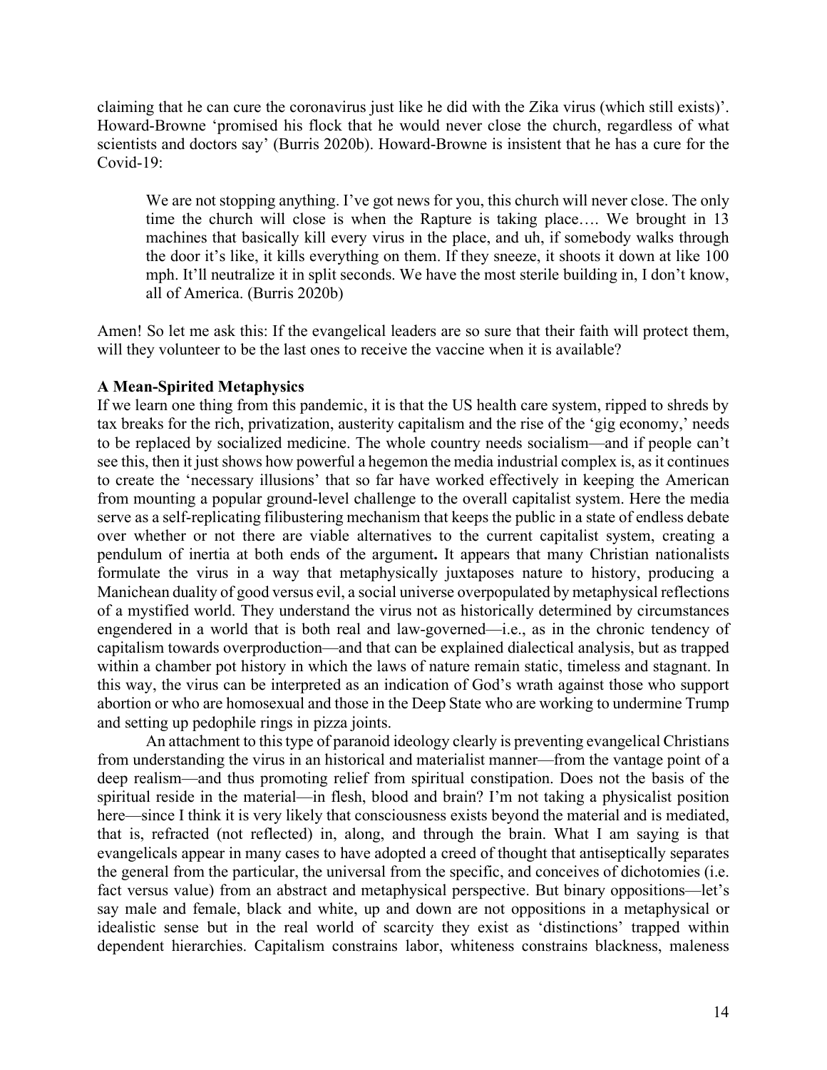claiming that he can cure the coronavirus just like he did with the Zika virus (which still exists)'. Howard-Browne 'promised his flock that he would never close the church, regardless of what scientists and doctors say' (Burris 2020b). Howard-Browne is insistent that he has a cure for the Covid-19:

> We are not stopping anything. I've got news for you, this church will never close. The only time the church will close is when the Rapture is taking place…. We brought in 13 machines that basically kill every virus in the place, and uh, if somebody walks through the door it's like, it kills everything on them. If they sneeze, it shoots it down at like 100 mph. It'll neutralize it in split seconds. We have the most sterile building in, I don't know, all of America. (Burris 2020b)

Amen! So let me ask this: If the evangelical leaders are so sure that their faith will protect them, will they volunteer to be the last ones to receive the vaccine when it is available?

**A Mean-Spirited Metaphysics**

If we learn one thing from this pandemic, it is that the US health care system, ripped to shreds by tax breaks for the rich, privatization, austerity capitalism and the rise of the 'gig economy,' needs to be replaced by socialized medicine. The whole country needs socialism—and if people can't see this, then it just shows how powerful a hegemon the media industrial complex is, as it continues to create the 'necessary illusions' that so far have worked effectively in keeping the American from mounting a popular ground-level challenge to the overall capitalist system. Here the media serve as a self-replicating filibustering mechanism that keeps the public in a state of endless debate over whether or not there are viable alternatives to the current capitalist system, creating a pendulum of inertia at both ends of the argument**.** It appears that many Christian nationalists formulate the virus in a way that metaphysically juxtaposes nature to history, producing a Manichean duality of good versus evil, a social universe overpopulated by metaphysical reflections of a mystified world. They understand the virus not as historically determined by circumstances engendered in a world that is both real and law-governed—i.e., as in the chronic tendency of capitalism towards overproduction—and that can be explained dialectical analysis, but as trapped within a chamber pot history in which the laws of nature remain static, timeless and stagnant. In this way, the virus can be interpreted as an indication of God's wrath against those who support abortion or who are homosexual and those in the Deep State who are working to undermine Trump and setting up pedophile rings in pizza joints.

An attachment to this type of paranoid ideology clearly is preventing evangelical Christians from understanding the virus in an historical and materialist manner—from the vantage point of a deep realism—and thus promoting relief from spiritual constipation. Does not the basis of the spiritual reside in the material—in flesh, blood and brain? I'm not taking a physicalist position here—since I think it is very likely that consciousness exists beyond the material and is mediated, that is, refracted (not reflected) in, along, and through the brain. What I am saying is that evangelicals appear in many cases to have adopted a creed of thought that antiseptically separates the general from the particular, the universal from the specific, and conceives of dichotomies (i.e. fact versus value) from an abstract and metaphysical perspective. But binary oppositions—let's say male and female, black and white, up and down are not oppositions in a metaphysical or idealistic sense but in the real world of scarcity they exist as 'distinctions' trapped within dependent hierarchies. Capitalism constrains labor, whiteness constrains blackness, maleness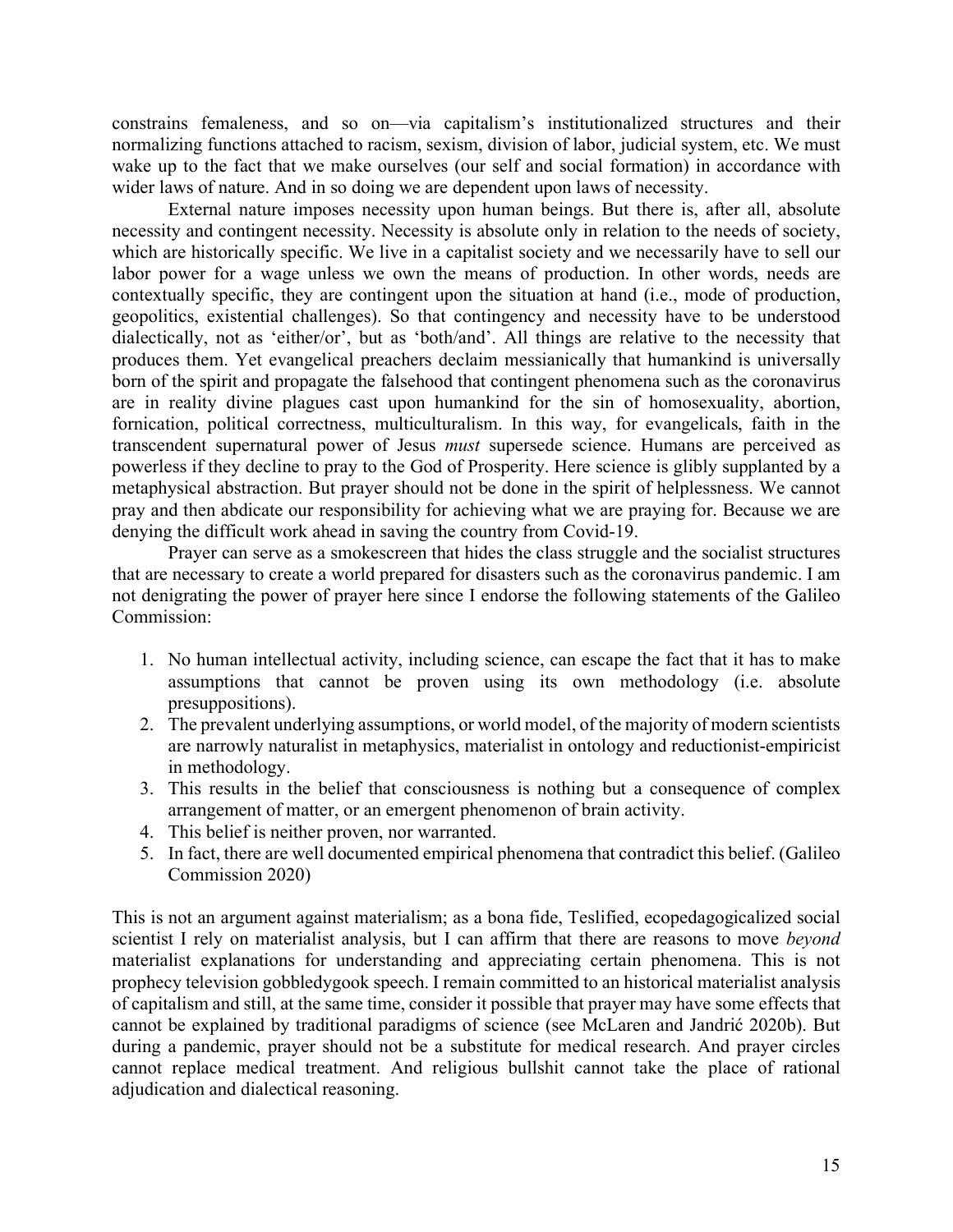constrains femaleness, and so on—via capitalism's institutionalized structures and their normalizing functions attached to racism, sexism, division of labor, judicial system, etc. We must wake up to the fact that we make ourselves (our self and social formation) in accordance with wider laws of nature. And in so doing we are dependent upon laws of necessity.

External nature imposes necessity upon human beings. But there is, after all, absolute necessity and contingent necessity. Necessity is absolute only in relation to the needs of society, which are historically specific. We live in a capitalist society and we necessarily have to sell our labor power for a wage unless we own the means of production. In other words, needs are contextually specific, they are contingent upon the situation at hand (i.e., mode of production, geopolitics, existential challenges). So that contingency and necessity have to be understood dialectically, not as 'either/or', but as 'both/and'. All things are relative to the necessity that produces them. Yet evangelical preachers declaim messianically that humankind is universally born of the spirit and propagate the falsehood that contingent phenomena such as the coronavirus are in reality divine plagues cast upon humankind for the sin of homosexuality, abortion, fornication, political correctness, multiculturalism. In this way, for evangelicals, faith in the transcendent supernatural power of Jesus *must* supersede science. Humans are perceived as powerless if they decline to pray to the God of Prosperity. Here science is glibly supplanted by a metaphysical abstraction. But prayer should not be done in the spirit of helplessness. We cannot pray and then abdicate our responsibility for achieving what we are praying for. Because we are denying the difficult work ahead in saving the country from Covid-19.

Prayer can serve as a smokescreen that hides the class struggle and the socialist structures that are necessary to create a world prepared for disasters such as the coronavirus pandemic. I am not denigrating the power of prayer here since I endorse the following statements of the Galileo Commission:

1. No human intellectual activity, including science, can escape the fact that it has to make assumptions that cannot be proven using its own methodology (i.e. absolute presuppositions).
2. The prevalent underlying assumptions, or world model, of the majority of modern scientists are narrowly naturalist in metaphysics, materialist in ontology and reductionist-empiricist in methodology.
3. This results in the belief that consciousness is nothing but a consequence of complex arrangement of matter, or an emergent phenomenon of brain activity.
4. This belief is neither proven, nor warranted.
5. In fact, there are well documented empirical phenomena that contradict this belief. (Galileo Commission 2020)

This is not an argument against materialism; as a bona fide, Teslified, ecopedagogicalized social scientist I rely on materialist analysis, but I can affirm that there are reasons to move *beyond* materialist explanations for understanding and appreciating certain phenomena. This is not prophecy television gobbledygook speech. I remain committed to an historical materialist analysis of capitalism and still, at the same time, consider it possible that prayer may have some effects that cannot be explained by traditional paradigms of science (see McLaren and Jandrić 2020b). But during a pandemic, prayer should not be a substitute for medical research. And prayer circles cannot replace medical treatment. And religious bullshit cannot take the place of rational adjudication and dialectical reasoning.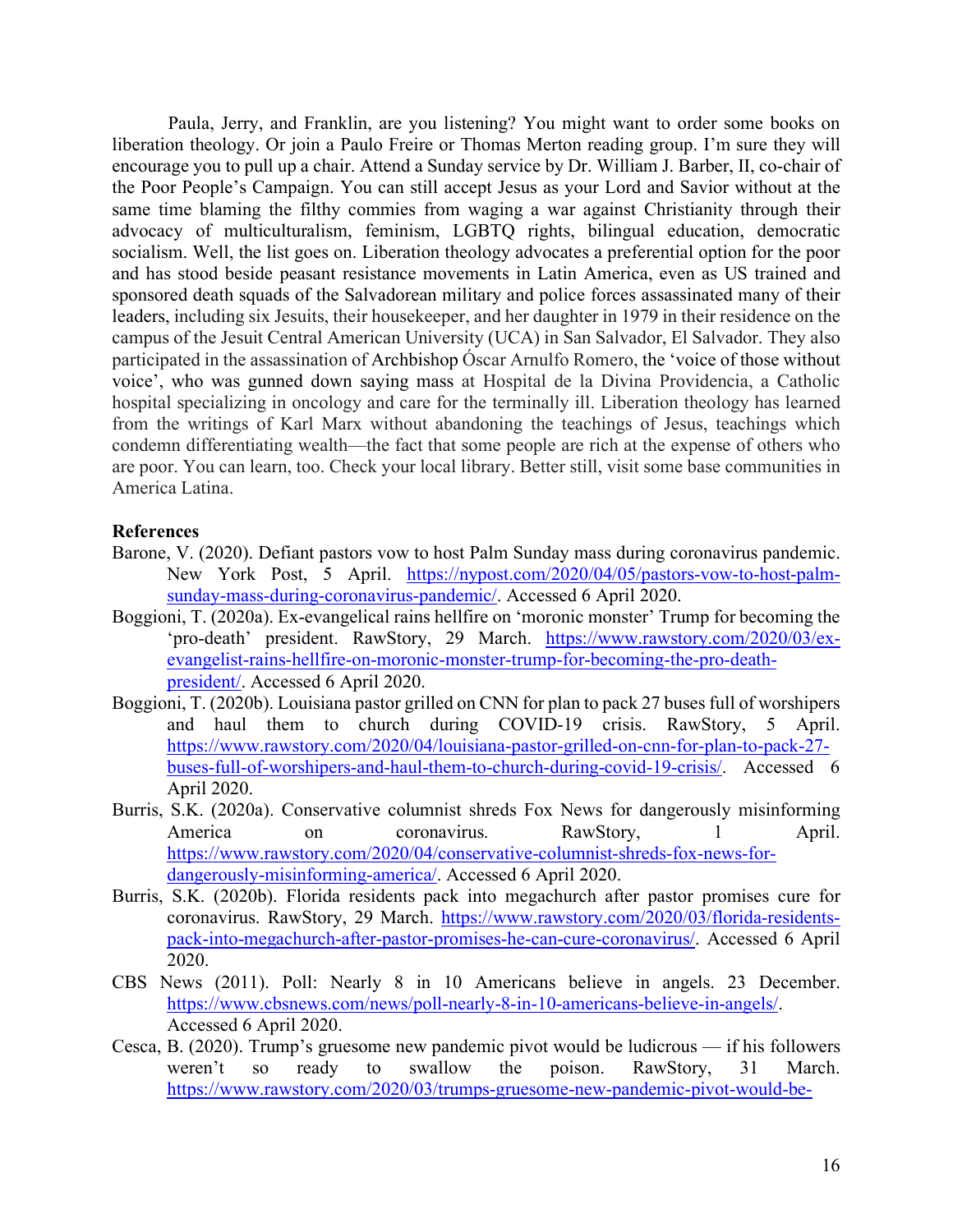Paula, Jerry, and Franklin, are you listening? You might want to order some books on liberation theology. Or join a Paulo Freire or Thomas Merton reading group. I'm sure they will encourage you to pull up a chair. Attend a Sunday service by Dr. William J. Barber, II, co-chair of the Poor People's Campaign. You can still accept Jesus as your Lord and Savior without at the same time blaming the filthy commies from waging a war against Christianity through their advocacy of multiculturalism, feminism, LGBTQ rights, bilingual education, democratic socialism. Well, the list goes on. Liberation theology advocates a preferential option for the poor and has stood beside peasant resistance movements in Latin America, even as US trained and sponsored death squads of the Salvadorean military and police forces assassinated many of their leaders, including six Jesuits, their housekeeper, and her daughter in 1979 in their residence on the campus of the Jesuit Central American University (UCA) in San Salvador, El Salvador. They also participated in the assassination of Archbishop Óscar Arnulfo Romero, the 'voice of those without voice', who was gunned down saying mass at Hospital de la Divina Providencia, a Catholic hospital specializing in oncology and care for the terminally ill. Liberation theology has learned from the writings of Karl Marx without abandoning the teachings of Jesus, teachings which condemn differentiating wealth—the fact that some people are rich at the expense of others who are poor. You can learn, too. Check your local library. Better still, visit some base communities in America Latina.

**References**

Barone, V. (2020). Defiant pastors vow to host Palm Sunday mass during coronavirus pandemic. New York Post, 5 April. https://nypost.com/2020/04/05/pastors-vow-to-host-palm-sunday-mass-during-coronavirus-pandemic/. Accessed 6 April 2020.

Boggioni, T. (2020a). Ex-evangelical rains hellfire on 'moronic monster' Trump for becoming the 'pro-death' president. RawStory, 29 March. https://www.rawstory.com/2020/03/ex-evangelist-rains-hellfire-on-moronic-monster-trump-for-becoming-the-pro-death-president/. Accessed 6 April 2020.

Boggioni, T. (2020b). Louisiana pastor grilled on CNN for plan to pack 27 buses full of worshipers and haul them to church during COVID-19 crisis. RawStory, 5 April. https://www.rawstory.com/2020/04/louisiana-pastor-grilled-on-cnn-for-plan-to-pack-27-buses-full-of-worshipers-and-haul-them-to-church-during-covid-19-crisis/. Accessed 6 April 2020.

Burris, S.K. (2020a). Conservative columnist shreds Fox News for dangerously misinforming America on coronavirus. RawStory, 1 April. https://www.rawstory.com/2020/04/conservative-columnist-shreds-fox-news-for-dangerously-misinforming-america/. Accessed 6 April 2020.

Burris, S.K. (2020b). Florida residents pack into megachurch after pastor promises cure for coronavirus. RawStory, 29 March. https://www.rawstory.com/2020/03/florida-residents-pack-into-megachurch-after-pastor-promises-he-can-cure-coronavirus/. Accessed 6 April 2020.

CBS News (2011). Poll: Nearly 8 in 10 Americans believe in angels. 23 December. https://www.cbsnews.com/news/poll-nearly-8-in-10-americans-believe-in-angels/. Accessed 6 April 2020.

Cesca, B. (2020). Trump's gruesome new pandemic pivot would be ludicrous — if his followers weren't so ready to swallow the poison. RawStory, 31 March. https://www.rawstory.com/2020/03/trumps-gruesome-new-pandemic-pivot-would-be-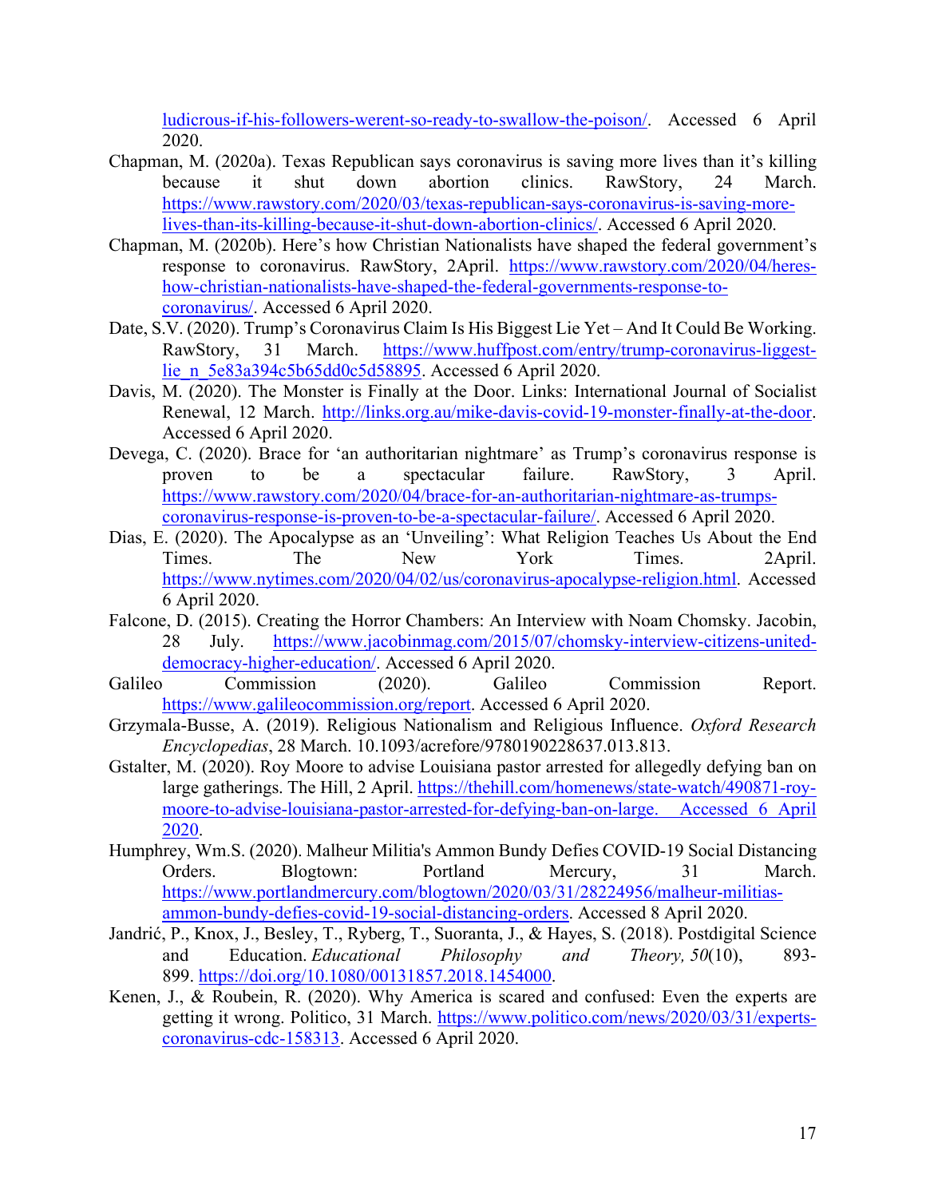ludicrous-if-his-followers-werent-so-ready-to-swallow-the-poison/. Accessed 6 April 2020.

Chapman, M. (2020a). Texas Republican says coronavirus is saving more lives than it's killing because it shut down abortion clinics. RawStory, 24 March. https://www.rawstory.com/2020/03/texas-republican-says-coronavirus-is-saving-more-lives-than-its-killing-because-it-shut-down-abortion-clinics/. Accessed 6 April 2020.

Chapman, M. (2020b). Here's how Christian Nationalists have shaped the federal government's response to coronavirus. RawStory, 2April. https://www.rawstory.com/2020/04/heres-how-christian-nationalists-have-shaped-the-federal-governments-response-to-coronavirus/. Accessed 6 April 2020.

Date, S.V. (2020). Trump's Coronavirus Claim Is His Biggest Lie Yet – And It Could Be Working. RawStory, 31 March. https://www.huffpost.com/entry/trump-coronavirus-liggest-lie_n_5e83a394c5b65dd0c5d58895. Accessed 6 April 2020.

Davis, M. (2020). The Monster is Finally at the Door. Links: International Journal of Socialist Renewal, 12 March. http://links.org.au/mike-davis-covid-19-monster-finally-at-the-door. Accessed 6 April 2020.

Devega, C. (2020). Brace for 'an authoritarian nightmare' as Trump's coronavirus response is proven to be a spectacular failure. RawStory, 3 April. https://www.rawstory.com/2020/04/brace-for-an-authoritarian-nightmare-as-trumps-coronavirus-response-is-proven-to-be-a-spectacular-failure/. Accessed 6 April 2020.

Dias, E. (2020). The Apocalypse as an 'Unveiling': What Religion Teaches Us About the End Times. The New York Times. 2April. https://www.nytimes.com/2020/04/02/us/coronavirus-apocalypse-religion.html. Accessed 6 April 2020.

Falcone, D. (2015). Creating the Horror Chambers: An Interview with Noam Chomsky. Jacobin, 28 July. https://www.jacobinmag.com/2015/07/chomsky-interview-citizens-united-democracy-higher-education/. Accessed 6 April 2020.

Galileo Commission (2020). Galileo Commission Report. https://www.galileocommission.org/report. Accessed 6 April 2020.

Grzymala-Busse, A. (2019). Religious Nationalism and Religious Influence. *Oxford Research Encyclopedias*, 28 March. 10.1093/acrefore/9780190228637.013.813.

Gstalter, M. (2020). Roy Moore to advise Louisiana pastor arrested for allegedly defying ban on large gatherings. The Hill, 2 April. https://thehill.com/homenews/state-watch/490871-roy-moore-to-advise-louisiana-pastor-arrested-for-defying-ban-on-large. Accessed 6 April 2020.

Humphrey, Wm.S. (2020). Malheur Militia's Ammon Bundy Defies COVID-19 Social Distancing Orders. Blogtown: Portland Mercury, 31 March. https://www.portlandmercury.com/blogtown/2020/03/31/28224956/malheur-militias-ammon-bundy-defies-covid-19-social-distancing-orders. Accessed 8 April 2020.

Jandrić, P., Knox, J., Besley, T., Ryberg, T., Suoranta, J., & Hayes, S. (2018). Postdigital Science and Education. *Educational Philosophy and Theory, 50*(10), 893-899. https://doi.org/10.1080/00131857.2018.1454000.

Kenen, J., & Roubein, R. (2020). Why America is scared and confused: Even the experts are getting it wrong. Politico, 31 March. https://www.politico.com/news/2020/03/31/experts-coronavirus-cdc-158313. Accessed 6 April 2020.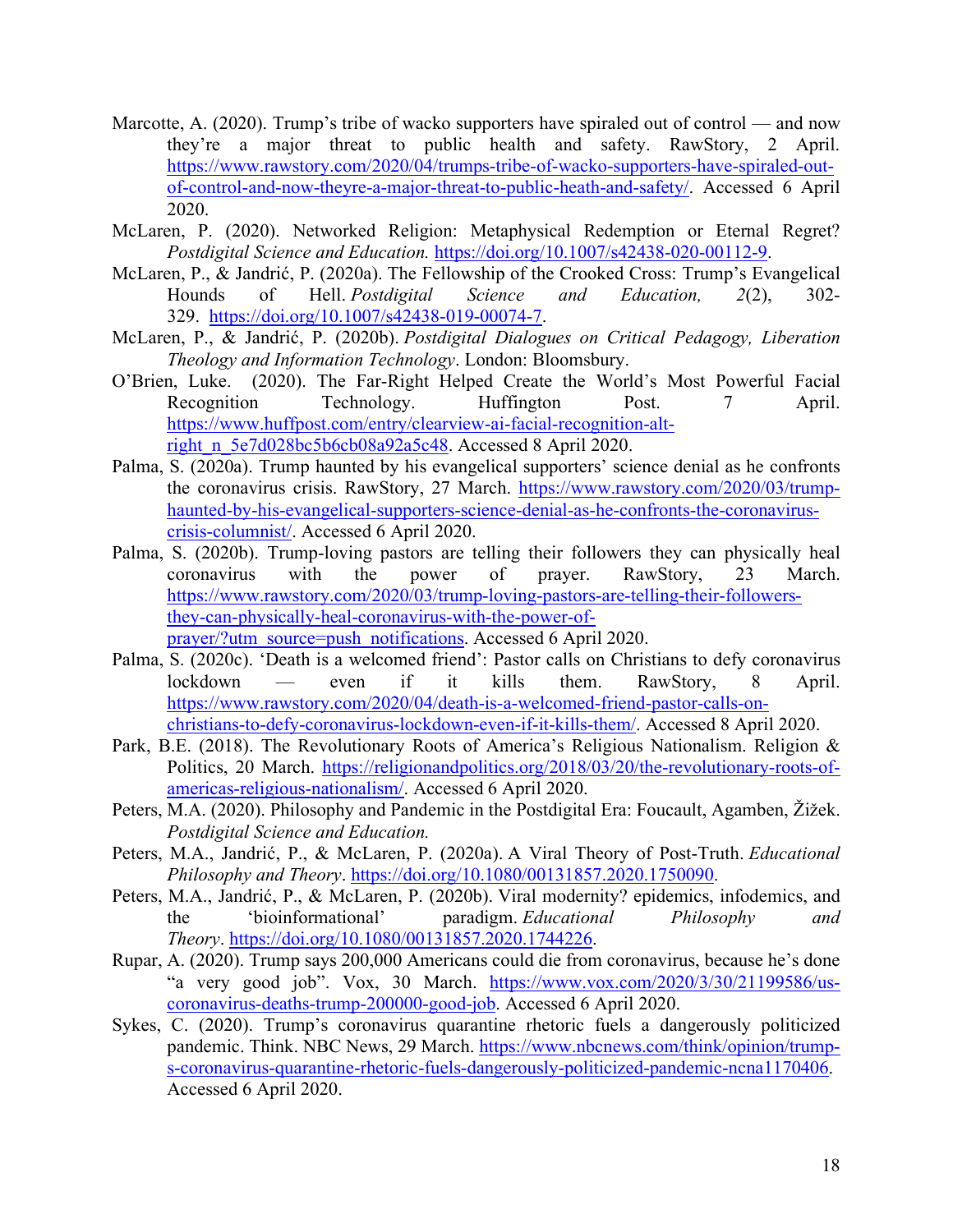Marcotte, A. (2020). Trump's tribe of wacko supporters have spiraled out of control — and now they're a major threat to public health and safety. RawStory, 2 April. https://www.rawstory.com/2020/04/trumps-tribe-of-wacko-supporters-have-spiraled-out-of-control-and-now-theyre-a-major-threat-to-public-heath-and-safety/. Accessed 6 April 2020.

McLaren, P. (2020). Networked Religion: Metaphysical Redemption or Eternal Regret? *Postdigital Science and Education.* https://doi.org/10.1007/s42438-020-00112-9.

McLaren, P., & Jandrić, P. (2020a). The Fellowship of the Crooked Cross: Trump's Evangelical Hounds of Hell. *Postdigital Science and Education, 2*(2), 302-329. https://doi.org/10.1007/s42438-019-00074-7.

McLaren, P., & Jandrić, P. (2020b). *Postdigital Dialogues on Critical Pedagogy, Liberation Theology and Information Technology*. London: Bloomsbury.

O'Brien, Luke. (2020). The Far-Right Helped Create the World's Most Powerful Facial Recognition Technology. Huffington Post. 7 April. https://www.huffpost.com/entry/clearview-ai-facial-recognition-alt-right_n_5e7d028bc5b6cb08a92a5c48. Accessed 8 April 2020.

Palma, S. (2020a). Trump haunted by his evangelical supporters' science denial as he confronts the coronavirus crisis. RawStory, 27 March. https://www.rawstory.com/2020/03/trump-haunted-by-his-evangelical-supporters-science-denial-as-he-confronts-the-coronavirus-crisis-columnist/. Accessed 6 April 2020.

Palma, S. (2020b). Trump-loving pastors are telling their followers they can physically heal coronavirus with the power of prayer. RawStory, 23 March. https://www.rawstory.com/2020/03/trump-loving-pastors-are-telling-their-followers-they-can-physically-heal-coronavirus-with-the-power-of-prayer/?utm_source=push_notifications. Accessed 6 April 2020.

Palma, S. (2020c). 'Death is a welcomed friend': Pastor calls on Christians to defy coronavirus lockdown — even if it kills them. RawStory, 8 April. https://www.rawstory.com/2020/04/death-is-a-welcomed-friend-pastor-calls-on-christians-to-defy-coronavirus-lockdown-even-if-it-kills-them/. Accessed 8 April 2020.

Park, B.E. (2018). The Revolutionary Roots of America's Religious Nationalism. Religion & Politics, 20 March. https://religionandpolitics.org/2018/03/20/the-revolutionary-roots-of-americas-religious-nationalism/. Accessed 6 April 2020.

Peters, M.A. (2020). Philosophy and Pandemic in the Postdigital Era: Foucault, Agamben, Žižek. *Postdigital Science and Education.*

Peters, M.A., Jandrić, P., & McLaren, P. (2020a). A Viral Theory of Post-Truth. *Educational Philosophy and Theory*. https://doi.org/10.1080/00131857.2020.1750090.

Peters, M.A., Jandrić, P., & McLaren, P. (2020b). Viral modernity? epidemics, infodemics, and the 'bioinformational' paradigm. *Educational Philosophy and Theory*. https://doi.org/10.1080/00131857.2020.1744226.

Rupar, A. (2020). Trump says 200,000 Americans could die from coronavirus, because he's done "a very good job". Vox, 30 March. https://www.vox.com/2020/3/30/21199586/us-coronavirus-deaths-trump-200000-good-job. Accessed 6 April 2020.

Sykes, C. (2020). Trump's coronavirus quarantine rhetoric fuels a dangerously politicized pandemic. Think. NBC News, 29 March. https://www.nbcnews.com/think/opinion/trump-s-coronavirus-quarantine-rhetoric-fuels-dangerously-politicized-pandemic-ncna1170406. Accessed 6 April 2020.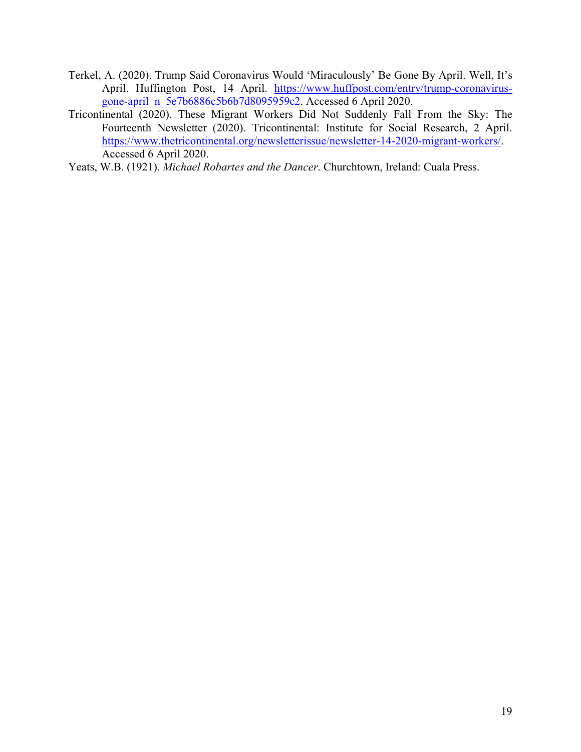Terkel, A. (2020). Trump Said Coronavirus Would 'Miraculously' Be Gone By April. Well, It's April. Huffington Post, 14 April. https://www.huffpost.com/entry/trump-coronavirus-gone-april_n_5e7b6886c5b6b7d8095959c2. Accessed 6 April 2020.

Tricontinental (2020). These Migrant Workers Did Not Suddenly Fall From the Sky: The Fourteenth Newsletter (2020). Tricontinental: Institute for Social Research, 2 April. https://www.thetricontinental.org/newsletterissue/newsletter-14-2020-migrant-workers/. Accessed 6 April 2020.

Yeats, W.B. (1921). *Michael Robartes and the Dancer*. Churchtown, Ireland: Cuala Press.